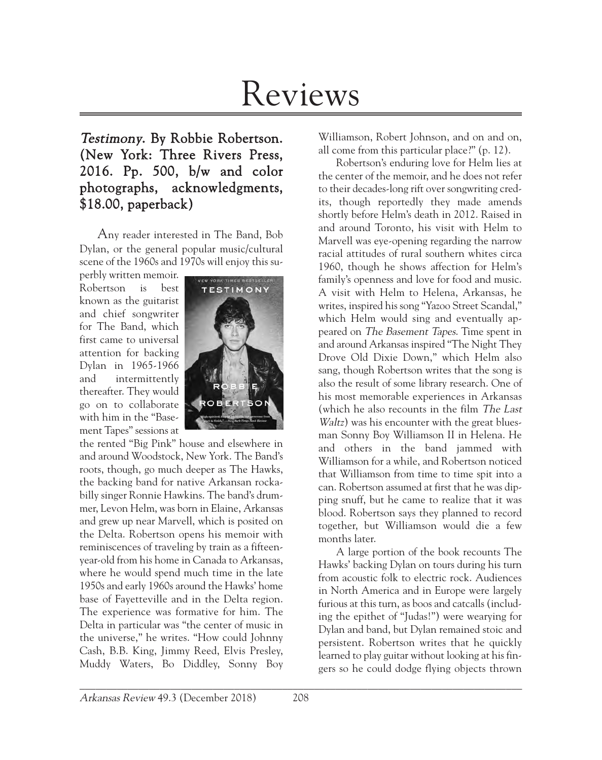# Reviews

## *Testimony*. By Robbie Robertson. (New York: Three Rivers Press, 2016. Pp. 500, b/w and color photographs, acknowledgments, $18.00, paperback)

Any reader interested in The Band, Bob Dylan, or the general popular music/cultural scene of the 1960s and 1970s will enjoy this superbly written memoir. Robertson is best known as the guitarist and chief songwriter for The Band, which first came to universal attention for backing Dylan in 1965-1966 and intermittently thereafter. They would go on to collaborate with him in the "Basement Tapes" sessions at the rented "Big Pink" house and elsewhere in and around Woodstock, New York. The Band's roots, though, go much deeper as The Hawks, the backing band for native Arkansan rockabilly singer Ronnie Hawkins. The band's drummer, Levon Helm, was born in Elaine, Arkansas and grew up near Marvell, which is posited on the Delta. Robertson opens his memoir with reminiscences of traveling by train as a fifteen-year-old from his home in Canada to Arkansas, where he would spend much time in the late 1950s and early 1960s around the Hawks' home base of Fayetteville and in the Delta region. The experience was formative for him. The Delta in particular was "the center of music in the universe," he writes. "How could Johnny Cash, B.B. King, Jimmy Reed, Elvis Presley, Muddy Waters, Bo Diddley, Sonny Boy Williamson, Robert Johnson, and on and on, all come from this particular place?" (p. 12).

Robertson's enduring love for Helm lies at the center of the memoir, and he does not refer to their decades-long rift over songwriting credits, though reportedly they made amends shortly before Helm's death in 2012. Raised in and around Toronto, his visit with Helm to Marvell was eye-opening regarding the narrow racial attitudes of rural southern whites circa 1960, though he shows affection for Helm's family's openness and love for food and music. A visit with Helm to Helena, Arkansas, he writes, inspired his song "Yazoo Street Scandal," which Helm would sing and eventually appeared on *The Basement Tapes*. Time spent in and around Arkansas inspired "The Night They Drove Old Dixie Down," which Helm also sang, though Robertson writes that the song is also the result of some library research. One of his most memorable experiences in Arkansas (which he also recounts in the film *The Last Waltz*) was his encounter with the great bluesman Sonny Boy Williamson II in Helena. He and others in the band jammed with Williamson for a while, and Robertson noticed that Williamson from time to time spit into a can. Robertson assumed at first that he was dipping snuff, but he came to realize that it was blood. Robertson says they planned to record together, but Williamson would die a few months later.

A large portion of the book recounts The Hawks' backing Dylan on tours during his turn from acoustic folk to electric rock. Audiences in North America and in Europe were largely furious at this turn, as boos and catcalls (including the epithet of "Judas!") were wearying for Dylan and band, but Dylan remained stoic and persistent. Robertson writes that he quickly learned to play guitar without looking at his fingers so he could dodge flying objects thrown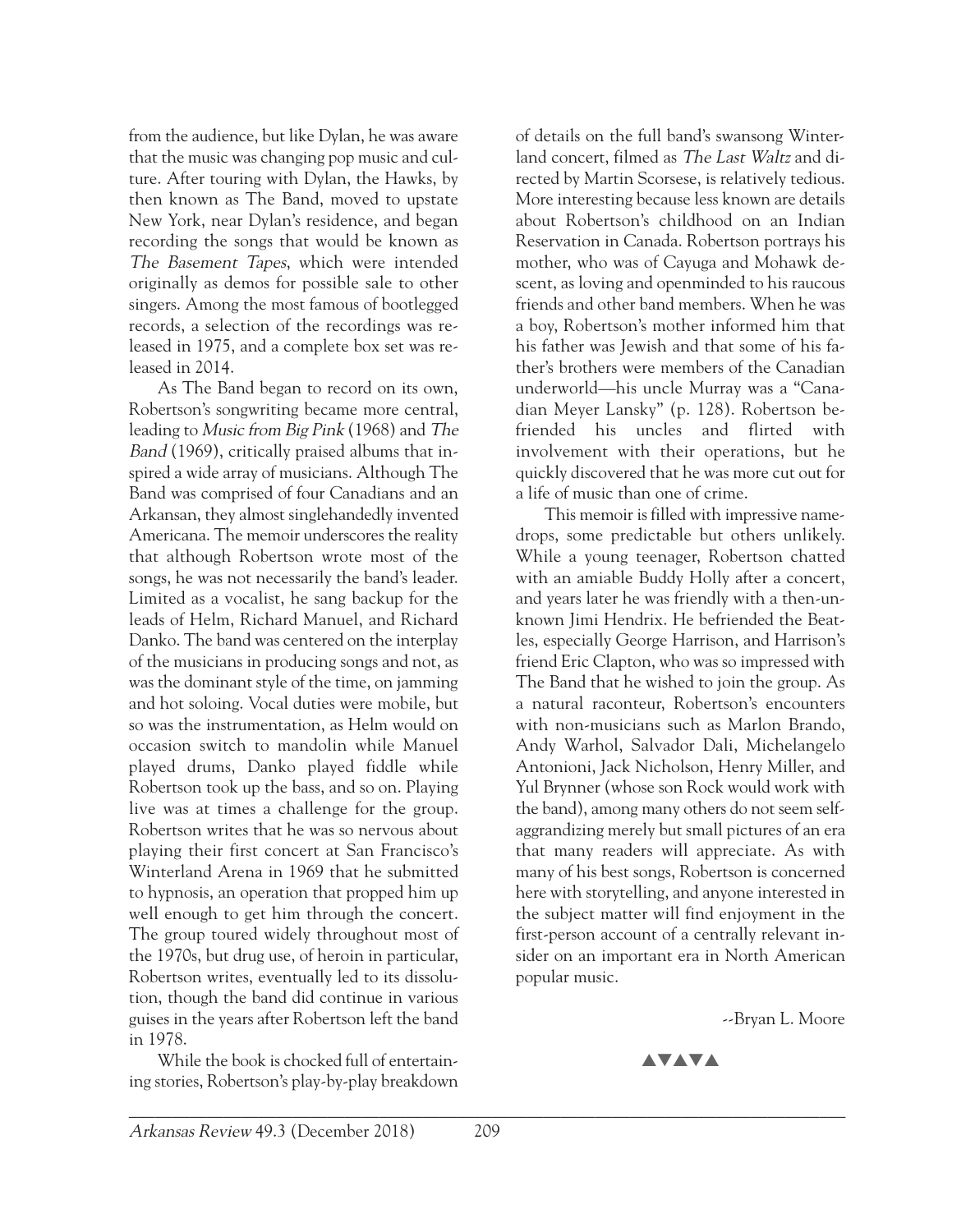from the audience, but like Dylan, he was aware that the music was changing pop music and culture. After touring with Dylan, the Hawks, by then known as The Band, moved to upstate New York, near Dylan's residence, and began recording the songs that would be known as *The Basement Tapes*, which were intended originally as demos for possible sale to other singers. Among the most famous of bootlegged records, a selection of the recordings was released in 1975, and a complete box set was released in 2014.

As The Band began to record on its own, Robertson's songwriting became more central, leading to *Music from Big Pink* (1968) and *The Band* (1969), critically praised albums that inspired a wide array of musicians. Although The Band was comprised of four Canadians and an Arkansan, they almost singlehandedly invented Americana. The memoir underscores the reality that although Robertson wrote most of the songs, he was not necessarily the band's leader. Limited as a vocalist, he sang backup for the leads of Helm, Richard Manuel, and Richard Danko. The band was centered on the interplay of the musicians in producing songs and not, as was the dominant style of the time, on jamming and hot soloing. Vocal duties were mobile, but so was the instrumentation, as Helm would on occasion switch to mandolin while Manuel played drums, Danko played fiddle while Robertson took up the bass, and so on. Playing live was at times a challenge for the group. Robertson writes that he was so nervous about playing their first concert at San Francisco's Winterland Arena in 1969 that he submitted to hypnosis, an operation that propped him up well enough to get him through the concert. The group toured widely throughout most of the 1970s, but drug use, of heroin in particular, Robertson writes, eventually led to its dissolution, though the band did continue in various guises in the years after Robertson left the band in 1978.

While the book is chocked full of entertaining stories, Robertson's play-by-play breakdown of details on the full band's swansong Winterland concert, filmed as *The Last Waltz* and directed by Martin Scorsese, is relatively tedious. More interesting because less known are details about Robertson's childhood on an Indian Reservation in Canada. Robertson portrays his mother, who was of Cayuga and Mohawk descent, as loving and openminded to his raucous friends and other band members. When he was a boy, Robertson's mother informed him that his father was Jewish and that some of his father's brothers were members of the Canadian underworld—his uncle Murray was a "Canadian Meyer Lansky" (p. 128). Robertson befriended his uncles and flirted with involvement with their operations, but he quickly discovered that he was more cut out for a life of music than one of crime.

This memoir is filled with impressive name-drops, some predictable but others unlikely. While a young teenager, Robertson chatted with an amiable Buddy Holly after a concert, and years later he was friendly with a then-unknown Jimi Hendrix. He befriended the Beatles, especially George Harrison, and Harrison's friend Eric Clapton, who was so impressed with The Band that he wished to join the group. As a natural raconteur, Robertson's encounters with non-musicians such as Marlon Brando, Andy Warhol, Salvador Dali, Michelangelo Antonioni, Jack Nicholson, Henry Miller, and Yul Brynner (whose son Rock would work with the band), among many others do not seem self-aggrandizing merely but small pictures of an era that many readers will appreciate. As with many of his best songs, Robertson is concerned here with storytelling, and anyone interested in the subject matter will find enjoyment in the first-person account of a centrally relevant insider on an important era in North American popular music.

--Bryan L. Moore

▲▼▲▼▲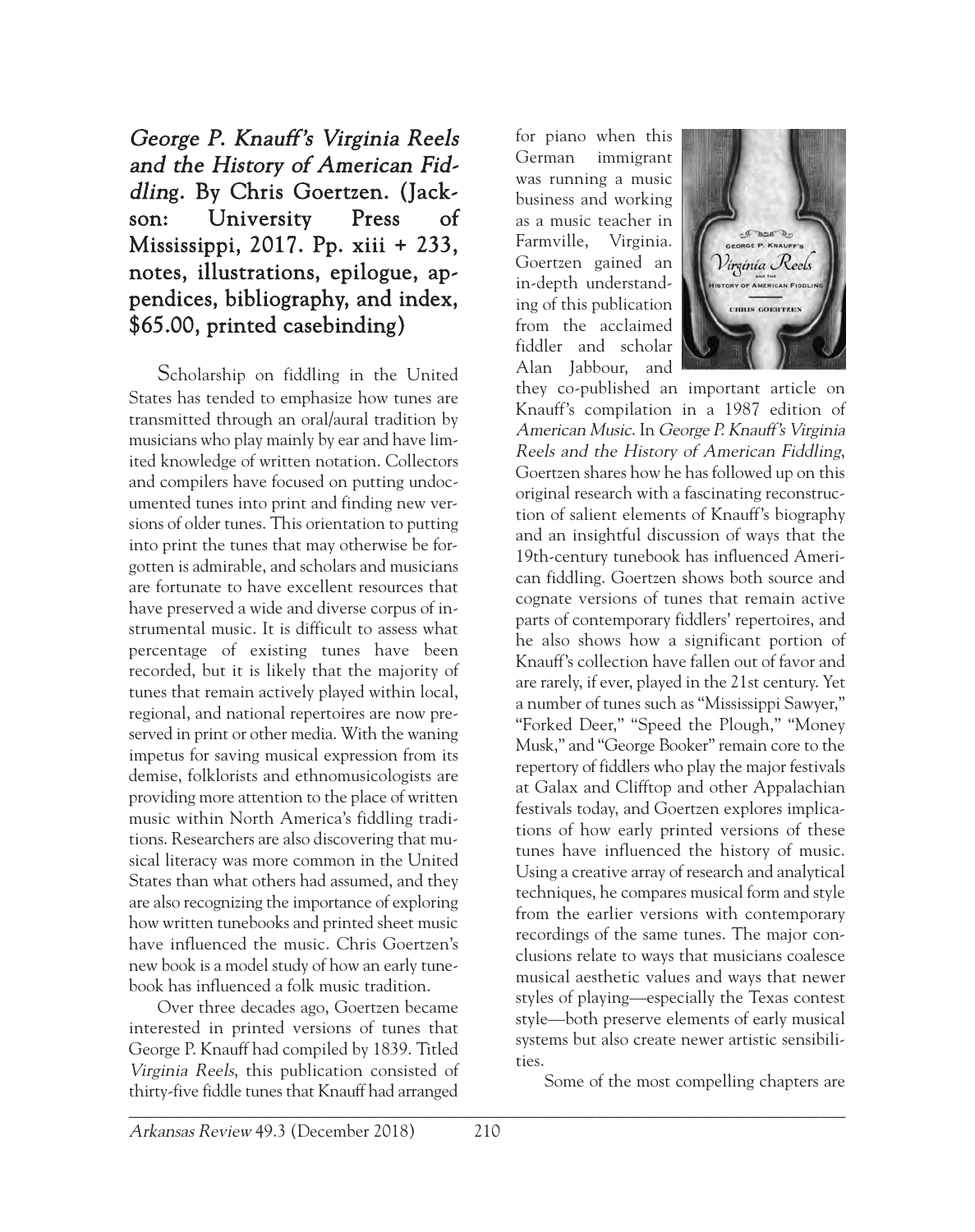*George P. Knauff's Virginia Reels and the History of American Fiddling*. By Chris Goertzen. (Jackson: University Press of Mississippi, 2017. Pp. xiii + 233, notes, illustrations, epilogue, appendices, bibliography, and index, $65.00, printed casebinding)

Scholarship on fiddling in the United States has tended to emphasize how tunes are transmitted through an oral/aural tradition by musicians who play mainly by ear and have limited knowledge of written notation. Collectors and compilers have focused on putting undocumented tunes into print and finding new versions of older tunes. This orientation to putting into print the tunes that may otherwise be forgotten is admirable, and scholars and musicians are fortunate to have excellent resources that have preserved a wide and diverse corpus of instrumental music. It is difficult to assess what percentage of existing tunes have been recorded, but it is likely that the majority of tunes that remain actively played within local, regional, and national repertoires are now preserved in print or other media. With the waning impetus for saving musical expression from its demise, folklorists and ethnomusicologists are providing more attention to the place of written music within North America's fiddling traditions. Researchers are also discovering that musical literacy was more common in the United States than what others had assumed, and they are also recognizing the importance of exploring how written tunebooks and printed sheet music have influenced the music. Chris Goertzen's new book is a model study of how an early tunebook has influenced a folk music tradition.

Over three decades ago, Goertzen became interested in printed versions of tunes that George P. Knauff had compiled by 1839. Titled *Virginia Reels*, this publication consisted of thirty-five fiddle tunes that Knauff had arranged for piano when this German immigrant was running a music business and working as a music teacher in Farmville, Virginia. Goertzen gained an in-depth understanding of this publication from the acclaimed fiddler and scholar Alan Jabbour, and they co-published an important article on Knauff's compilation in a 1987 edition of *American Music*. In *George P. Knauff's Virginia Reels and the History of American Fiddling*, Goertzen shares how he has followed up on this original research with a fascinating reconstruction of salient elements of Knauff's biography and an insightful discussion of ways that the 19th-century tunebook has influenced American fiddling. Goertzen shows both source and cognate versions of tunes that remain active parts of contemporary fiddlers' repertoires, and he also shows how a significant portion of Knauff's collection have fallen out of favor and are rarely, if ever, played in the 21st century. Yet a number of tunes such as "Mississippi Sawyer," "Forked Deer," "Speed the Plough," "Money Musk," and "George Booker" remain core to the repertory of fiddlers who play the major festivals at Galax and Clifftop and other Appalachian festivals today, and Goertzen explores implications of how early printed versions of these tunes have influenced the history of music. Using a creative array of research and analytical techniques, he compares musical form and style from the earlier versions with contemporary recordings of the same tunes. The major conclusions relate to ways that musicians coalesce musical aesthetic values and ways that newer styles of playing—especially the Texas contest style—both preserve elements of early musical systems but also create newer artistic sensibilities.

Some of the most compelling chapters are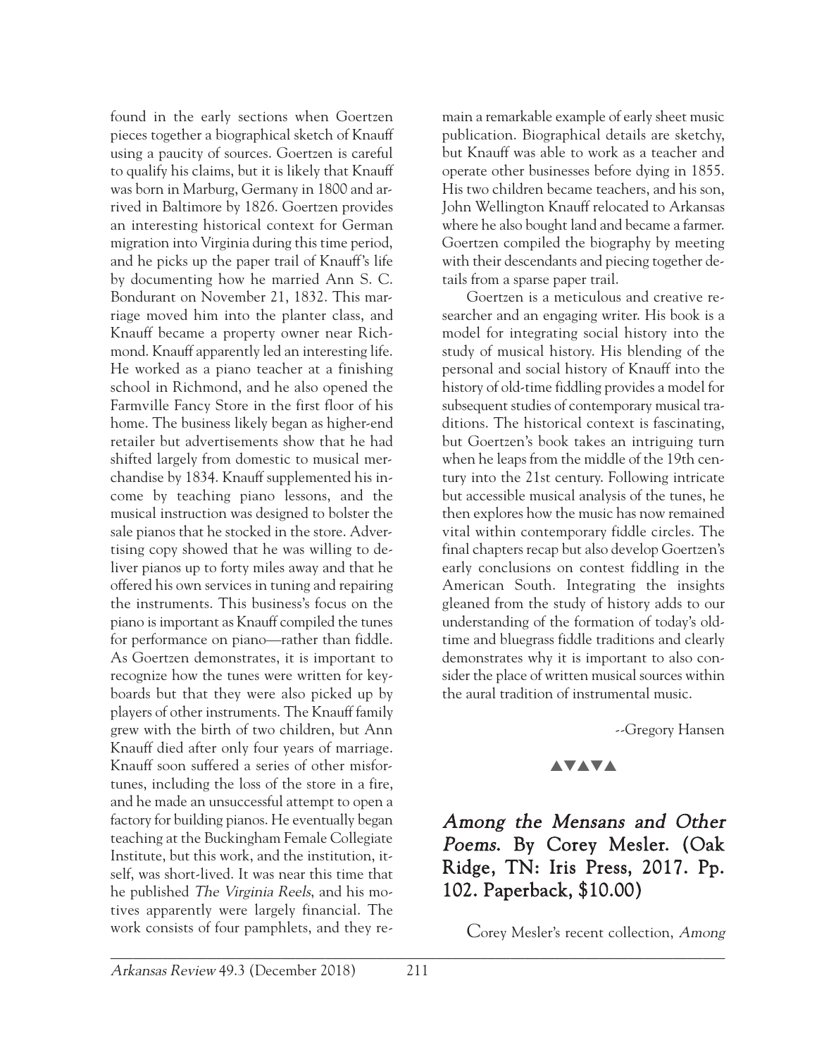found in the early sections when Goertzen pieces together a biographical sketch of Knauff using a paucity of sources. Goertzen is careful to qualify his claims, but it is likely that Knauff was born in Marburg, Germany in 1800 and arrived in Baltimore by 1826. Goertzen provides an interesting historical context for German migration into Virginia during this time period, and he picks up the paper trail of Knauff's life by documenting how he married Ann S. C. Bondurant on November 21, 1832. This marriage moved him into the planter class, and Knauff became a property owner near Richmond. Knauff apparently led an interesting life. He worked as a piano teacher at a finishing school in Richmond, and he also opened the Farmville Fancy Store in the first floor of his home. The business likely began as higher-end retailer but advertisements show that he had shifted largely from domestic to musical merchandise by 1834. Knauff supplemented his income by teaching piano lessons, and the musical instruction was designed to bolster the sale pianos that he stocked in the store. Advertising copy showed that he was willing to deliver pianos up to forty miles away and that he offered his own services in tuning and repairing the instruments. This business's focus on the piano is important as Knauff compiled the tunes for performance on piano—rather than fiddle. As Goertzen demonstrates, it is important to recognize how the tunes were written for keyboards but that they were also picked up by players of other instruments. The Knauff family grew with the birth of two children, but Ann Knauff died after only four years of marriage. Knauff soon suffered a series of other misfortunes, including the loss of the store in a fire, and he made an unsuccessful attempt to open a factory for building pianos. He eventually began teaching at the Buckingham Female Collegiate Institute, but this work, and the institution, itself, was short-lived. It was near this time that he published *The Virginia Reels*, and his motives apparently were largely financial. The work consists of four pamphlets, and they remain a remarkable example of early sheet music publication. Biographical details are sketchy, but Knauff was able to work as a teacher and operate other businesses before dying in 1855. His two children became teachers, and his son, John Wellington Knauff relocated to Arkansas where he also bought land and became a farmer. Goertzen compiled the biography by meeting with their descendants and piecing together details from a sparse paper trail.

Goertzen is a meticulous and creative researcher and an engaging writer. His book is a model for integrating social history into the study of musical history. His blending of the personal and social history of Knauff into the history of old-time fiddling provides a model for subsequent studies of contemporary musical traditions. The historical context is fascinating, but Goertzen's book takes an intriguing turn when he leaps from the middle of the 19th century into the 21st century. Following intricate but accessible musical analysis of the tunes, he then explores how the music has now remained vital within contemporary fiddle circles. The final chapters recap but also develop Goertzen's early conclusions on contest fiddling in the American South. Integrating the insights gleaned from the study of history adds to our understanding of the formation of today's old-time and bluegrass fiddle traditions and clearly demonstrates why it is important to also consider the place of written musical sources within the aural tradition of instrumental music.

--Gregory Hansen

▲▼▲▼▲

## *Among the Mensans and Other Poems.* By Corey Mesler. (Oak Ridge, TN: Iris Press, 2017. Pp. 102. Paperback, $10.00)

Corey Mesler's recent collection, *Among*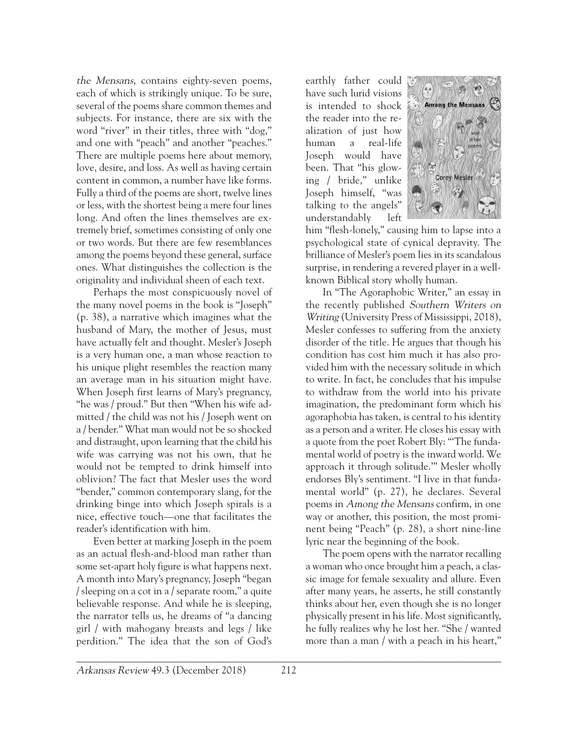*the Mensans*, contains eighty-seven poems, each of which is strikingly unique. To be sure, several of the poems share common themes and subjects. For instance, there are six with the word "river" in their titles, three with "dog," and one with "peach" and another "peaches." There are multiple poems here about memory, love, desire, and loss. As well as having certain content in common, a number have like forms. Fully a third of the poems are short, twelve lines or less, with the shortest being a mere four lines long. And often the lines themselves are extremely brief, sometimes consisting of only one or two words. But there are few resemblances among the poems beyond these general, surface ones. What distinguishes the collection is the originality and individual sheen of each text.

Perhaps the most conspicuously novel of the many novel poems in the book is "Joseph" (p. 38), a narrative which imagines what the husband of Mary, the mother of Jesus, must have actually felt and thought. Mesler's Joseph is a very human one, a man whose reaction to his unique plight resembles the reaction many an average man in his situation might have. When Joseph first learns of Mary's pregnancy, "he was / proud." But then "When his wife admitted / the child was not his / Joseph went on a / bender." What man would not be so shocked and distraught, upon learning that the child his wife was carrying was not his own, that he would not be tempted to drink himself into oblivion? The fact that Mesler uses the word "bender," common contemporary slang, for the drinking binge into which Joseph spirals is a nice, effective touch—one that facilitates the reader's identification with him.

Even better at marking Joseph in the poem as an actual flesh-and-blood man rather than some set-apart holy figure is what happens next. A month into Mary's pregnancy, Joseph "began / sleeping on a cot in a / separate room," a quite believable response. And while he is sleeping, the narrator tells us, he dreams of "a dancing girl / with mahogany breasts and legs / like perdition." The idea that the son of God's earthly father could have such lurid visions is intended to shock the reader into the realization of just how human a real-life Joseph would have been. That "his glowing / bride," unlike Joseph himself, "was talking to the angels" understandably left him "flesh-lonely," causing him to lapse into a psychological state of cynical depravity. The brilliance of Mesler's poem lies in its scandalous surprise, in rendering a revered player in a well-known Biblical story wholly human.

In "The Agoraphobic Writer," an essay in the recently published *Southern Writers on Writing* (University Press of Mississippi, 2018), Mesler confesses to suffering from the anxiety disorder of the title. He argues that though his condition has cost him much it has also provided him with the necessary solitude in which to write. In fact, he concludes that his impulse to withdraw from the world into his private imagination, the predominant form which his agoraphobia has taken, is central to his identity as a person and a writer. He closes his essay with a quote from the poet Robert Bly: "'The fundamental world of poetry is the inward world. We approach it through solitude.'" Mesler wholly endorses Bly's sentiment. "I live in that fundamental world" (p. 27), he declares. Several poems in *Among the Mensans* confirm, in one way or another, this position, the most prominent being "Peach" (p. 28), a short nine-line lyric near the beginning of the book.

The poem opens with the narrator recalling a woman who once brought him a peach, a classic image for female sexuality and allure. Even after many years, he asserts, he still constantly thinks about her, even though she is no longer physically present in his life. Most significantly, he fully realizes why he lost her. "She / wanted more than a man / with a peach in his heart,"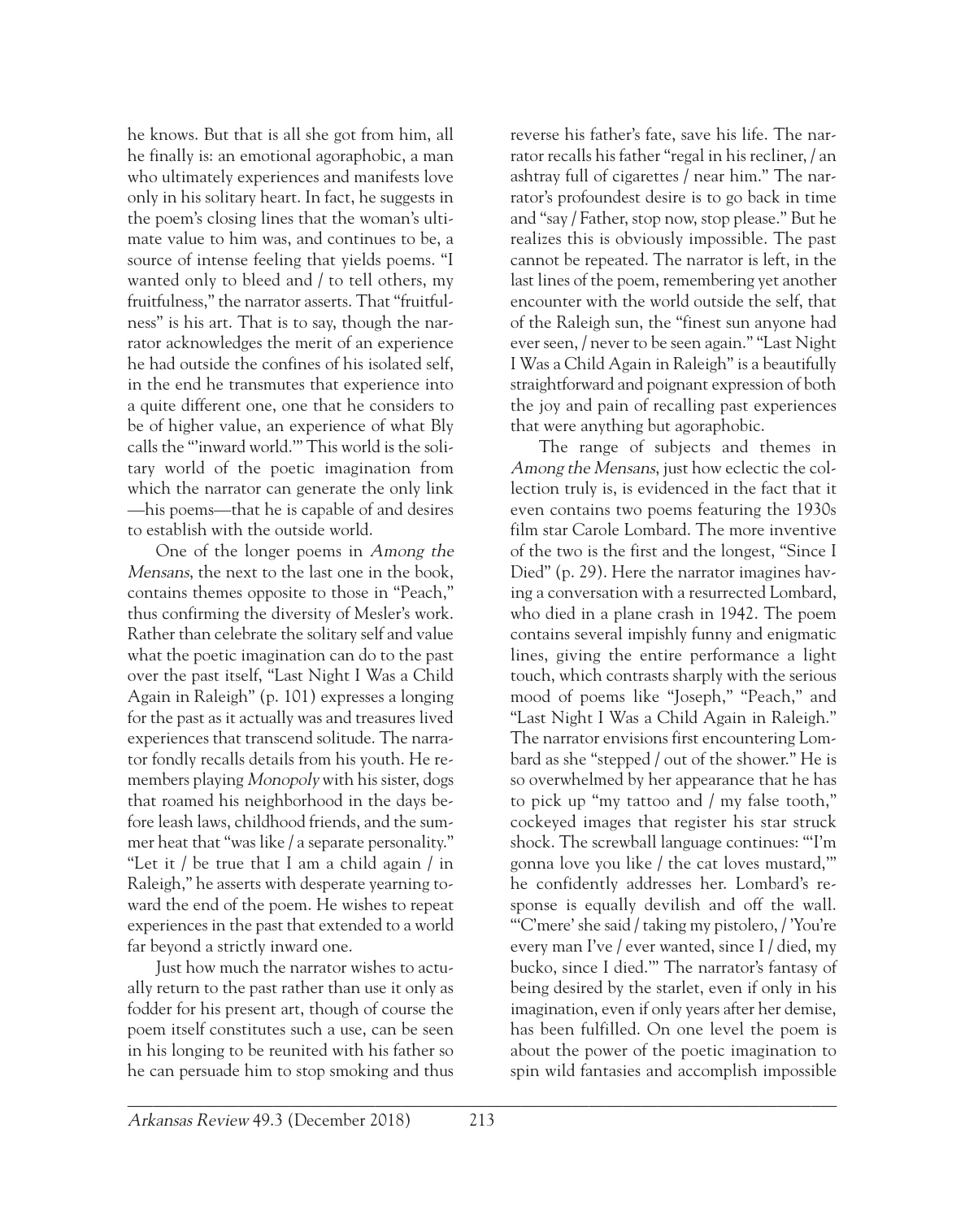he knows. But that is all she got from him, all he finally is: an emotional agoraphobic, a man who ultimately experiences and manifests love only in his solitary heart. In fact, he suggests in the poem's closing lines that the woman's ultimate value to him was, and continues to be, a source of intense feeling that yields poems. "I wanted only to bleed and / to tell others, my fruitfulness," the narrator asserts. That "fruitfulness" is his art. That is to say, though the narrator acknowledges the merit of an experience he had outside the confines of his isolated self, in the end he transmutes that experience into a quite different one, one that he considers to be of higher value, an experience of what Bly calls the "'inward world.'" This world is the solitary world of the poetic imagination from which the narrator can generate the only link —his poems—that he is capable of and desires to establish with the outside world.

One of the longer poems in *Among the Mensans*, the next to the last one in the book, contains themes opposite to those in "Peach," thus confirming the diversity of Mesler's work. Rather than celebrate the solitary self and value what the poetic imagination can do to the past over the past itself, "Last Night I Was a Child Again in Raleigh" (p. 101) expresses a longing for the past as it actually was and treasures lived experiences that transcend solitude. The narrator fondly recalls details from his youth. He remembers playing *Monopoly* with his sister, dogs that roamed his neighborhood in the days before leash laws, childhood friends, and the summer heat that "was like / a separate personality." "Let it / be true that I am a child again / in Raleigh," he asserts with desperate yearning toward the end of the poem. He wishes to repeat experiences in the past that extended to a world far beyond a strictly inward one.

Just how much the narrator wishes to actually return to the past rather than use it only as fodder for his present art, though of course the poem itself constitutes such a use, can be seen in his longing to be reunited with his father so he can persuade him to stop smoking and thus reverse his father's fate, save his life. The narrator recalls his father "regal in his recliner, / an ashtray full of cigarettes / near him." The narrator's profoundest desire is to go back in time and "say / Father, stop now, stop please." But he realizes this is obviously impossible. The past cannot be repeated. The narrator is left, in the last lines of the poem, remembering yet another encounter with the world outside the self, that of the Raleigh sun, the "finest sun anyone had ever seen, / never to be seen again." "Last Night I Was a Child Again in Raleigh" is a beautifully straightforward and poignant expression of both the joy and pain of recalling past experiences that were anything but agoraphobic.

The range of subjects and themes in *Among the Mensans*, just how eclectic the collection truly is, is evidenced in the fact that it even contains two poems featuring the 1930s film star Carole Lombard. The more inventive of the two is the first and the longest, "Since I Died" (p. 29). Here the narrator imagines having a conversation with a resurrected Lombard, who died in a plane crash in 1942. The poem contains several impishly funny and enigmatic lines, giving the entire performance a light touch, which contrasts sharply with the serious mood of poems like "Joseph," "Peach," and "Last Night I Was a Child Again in Raleigh." The narrator envisions first encountering Lombard as she "stepped / out of the shower." He is so overwhelmed by her appearance that he has to pick up "my tattoo and / my false tooth," cockeyed images that register his star struck shock. The screwball language continues: "'I'm gonna love you like / the cat loves mustard,'" he confidently addresses her. Lombard's response is equally devilish and off the wall. "'C'mere' she said / taking my pistolero, / 'You're every man I've / ever wanted, since I / died, my bucko, since I died.'" The narrator's fantasy of being desired by the starlet, even if only in his imagination, even if only years after her demise, has been fulfilled. On one level the poem is about the power of the poetic imagination to spin wild fantasies and accomplish impossible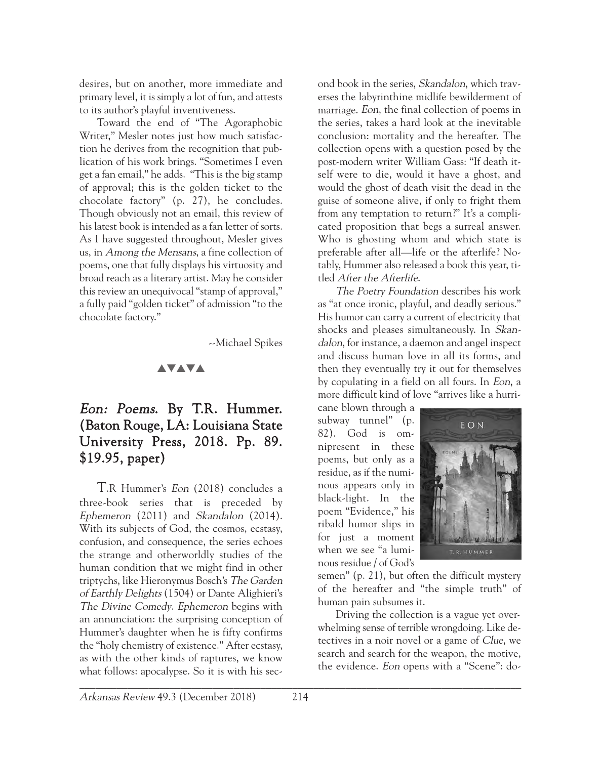desires, but on another, more immediate and primary level, it is simply a lot of fun, and attests to its author's playful inventiveness.

Toward the end of "The Agoraphobic Writer," Mesler notes just how much satisfaction he derives from the recognition that publication of his work brings. "Sometimes I even get a fan email," he adds. "This is the big stamp of approval; this is the golden ticket to the chocolate factory" (p. 27), he concludes. Though obviously not an email, this review of his latest book is intended as a fan letter of sorts. As I have suggested throughout, Mesler gives us, in *Among the Mensans*, a fine collection of poems, one that fully displays his virtuosity and broad reach as a literary artist. May he consider this review an unequivocal "stamp of approval," a fully paid "golden ticket" of admission "to the chocolate factory."

--Michael Spikes

▲▼▲▼▲

## *Eon: Poems.* By T.R. Hummer. (Baton Rouge, LA: Louisiana State University Press, 2018. Pp. 89. $19.95, paper)

T.R Hummer's *Eon* (2018) concludes a three-book series that is preceded by *Ephemeron* (2011) and *Skandalon* (2014). With its subjects of God, the cosmos, ecstasy, confusion, and consequence, the series echoes the strange and otherworldly studies of the human condition that we might find in other triptychs, like Hieronymus Bosch's *The Garden of Earthly Delights* (1504) or Dante Alighieri's *The Divine Comedy*. *Ephemeron* begins with an annunciation: the surprising conception of Hummer's daughter when he is fifty confirms the "holy chemistry of existence." After ecstasy, as with the other kinds of raptures, we know what follows: apocalypse. So it is with his second book in the series, *Skandalon*, which traverses the labyrinthine midlife bewilderment of marriage. *Eon*, the final collection of poems in the series, takes a hard look at the inevitable conclusion: mortality and the hereafter. The collection opens with a question posed by the post-modern writer William Gass: "If death itself were to die, would it have a ghost, and would the ghost of death visit the dead in the guise of someone alive, if only to fright them from any temptation to return?" It's a complicated proposition that begs a surreal answer. Who is ghosting whom and which state is preferable after all—life or the afterlife? Notably, Hummer also released a book this year, titled *After the Afterlife*.

*The Poetry Foundation* describes his work as "at once ironic, playful, and deadly serious." His humor can carry a current of electricity that shocks and pleases simultaneously. In *Skandalon*, for instance, a daemon and angel inspect and discuss human love in all its forms, and then they eventually try it out for themselves by copulating in a field on all fours. In *Eon*, a more difficult kind of love "arrives like a hurricane blown through a subway tunnel" (p. 82). God is omnipresent in these poems, but only as a residue, as if the numinous appears only in black-light. In the poem "Evidence," his ribald humor slips in for just a moment when we see "a luminous residue / of God's semen" (p. 21), but often the difficult mystery of the hereafter and "the simple truth" of human pain subsumes it.

Driving the collection is a vague yet overwhelming sense of terrible wrongdoing. Like detectives in a noir novel or a game of *Clue*, we search and search for the weapon, the motive, the evidence. *Eon* opens with a "Scene": do-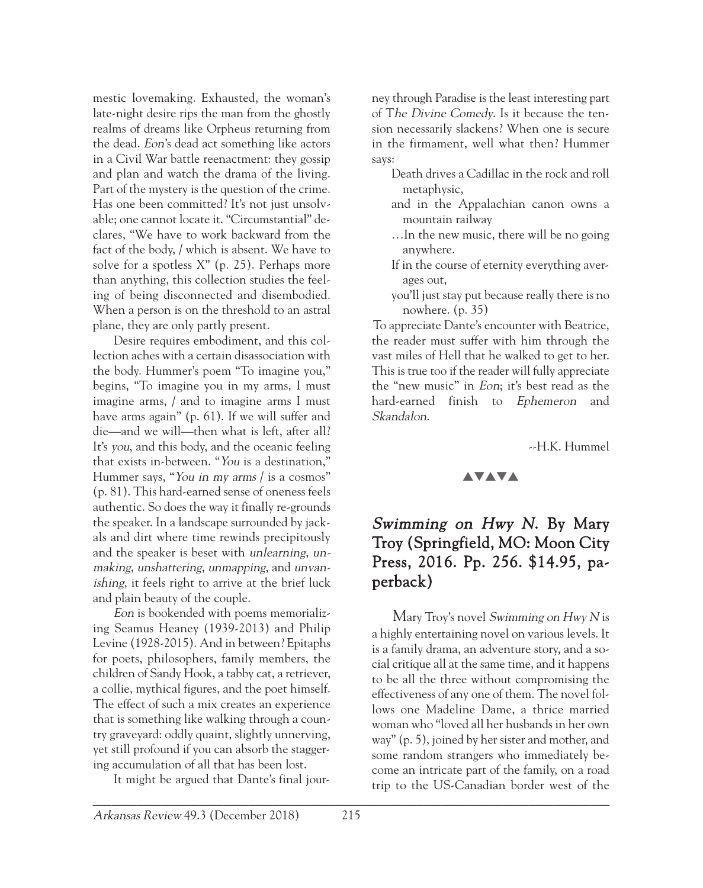mestic lovemaking. Exhausted, the woman's late-night desire rips the man from the ghostly realms of dreams like Orpheus returning from the dead. *Eon*'s dead act something like actors in a Civil War battle reenactment: they gossip and plan and watch the drama of the living. Part of the mystery is the question of the crime. Has one been committed? It's not just unsolvable; one cannot locate it. "Circumstantial" declares, "We have to work backward from the fact of the body, / which is absent. We have to solve for a spotless X" (p. 25). Perhaps more than anything, this collection studies the feeling of being disconnected and disembodied. When a person is on the threshold to an astral plane, they are only partly present.

Desire requires embodiment, and this collection aches with a certain disassociation with the body. Hummer's poem "To imagine you," begins, "To imagine you in my arms, I must imagine arms, / and to imagine arms I must have arms again" (p. 61). If we will suffer and die—and we will—then what is left, after all? It's *you*, and this body, and the oceanic feeling that exists in-between. "*You* is a destination," Hummer says, "*You in my arms* / is a cosmos" (p. 81). This hard-earned sense of oneness feels authentic. So does the way it finally re-grounds the speaker. In a landscape surrounded by jackals and dirt where time rewinds precipitously and the speaker is beset with *unlearning*, *unmaking*, *unshattering*, *unmapping*, and *unvanishing*, it feels right to arrive at the brief luck and plain beauty of the couple.

*Eon* is bookended with poems memorializing Seamus Heaney (1939-2013) and Philip Levine (1928-2015). And in between? Epitaphs for poets, philosophers, family members, the children of Sandy Hook, a tabby cat, a retriever, a collie, mythical figures, and the poet himself. The effect of such a mix creates an experience that is something like walking through a country graveyard: oddly quaint, slightly unnerving, yet still profound if you can absorb the staggering accumulation of all that has been lost.

It might be argued that Dante's final journey through Paradise is the least interesting part of T*he Divine Comedy*. Is it because the tension necessarily slackens? When one is secure in the firmament, well what then? Hummer says:

> Death drives a Cadillac in the rock and roll metaphysic,
> and in the Appalachian canon owns a mountain railway
> …In the new music, there will be no going anywhere.
> If in the course of eternity everything averages out,
> you'll just stay put because really there is no nowhere. (p. 35)

To appreciate Dante's encounter with Beatrice, the reader must suffer with him through the vast miles of Hell that he walked to get to her. This is true too if the reader will fully appreciate the "new music" in *Eon*; it's best read as the hard-earned finish to *Ephemeron* and *Skandalon*.

--H.K. Hummel

▲▼▲▼▲

## *Swimming on Hwy N*. By Mary Troy (Springfield, MO: Moon City Press, 2016. Pp. 256. $14.95, paperback)

Mary Troy's novel *Swimming on Hwy N* is a highly entertaining novel on various levels. It is a family drama, an adventure story, and a social critique all at the same time, and it happens to be all the three without compromising the effectiveness of any one of them. The novel follows one Madeline Dame, a thrice married woman who "loved all her husbands in her own way" (p. 5), joined by her sister and mother, and some random strangers who immediately become an intricate part of the family, on a road trip to the US-Canadian border west of the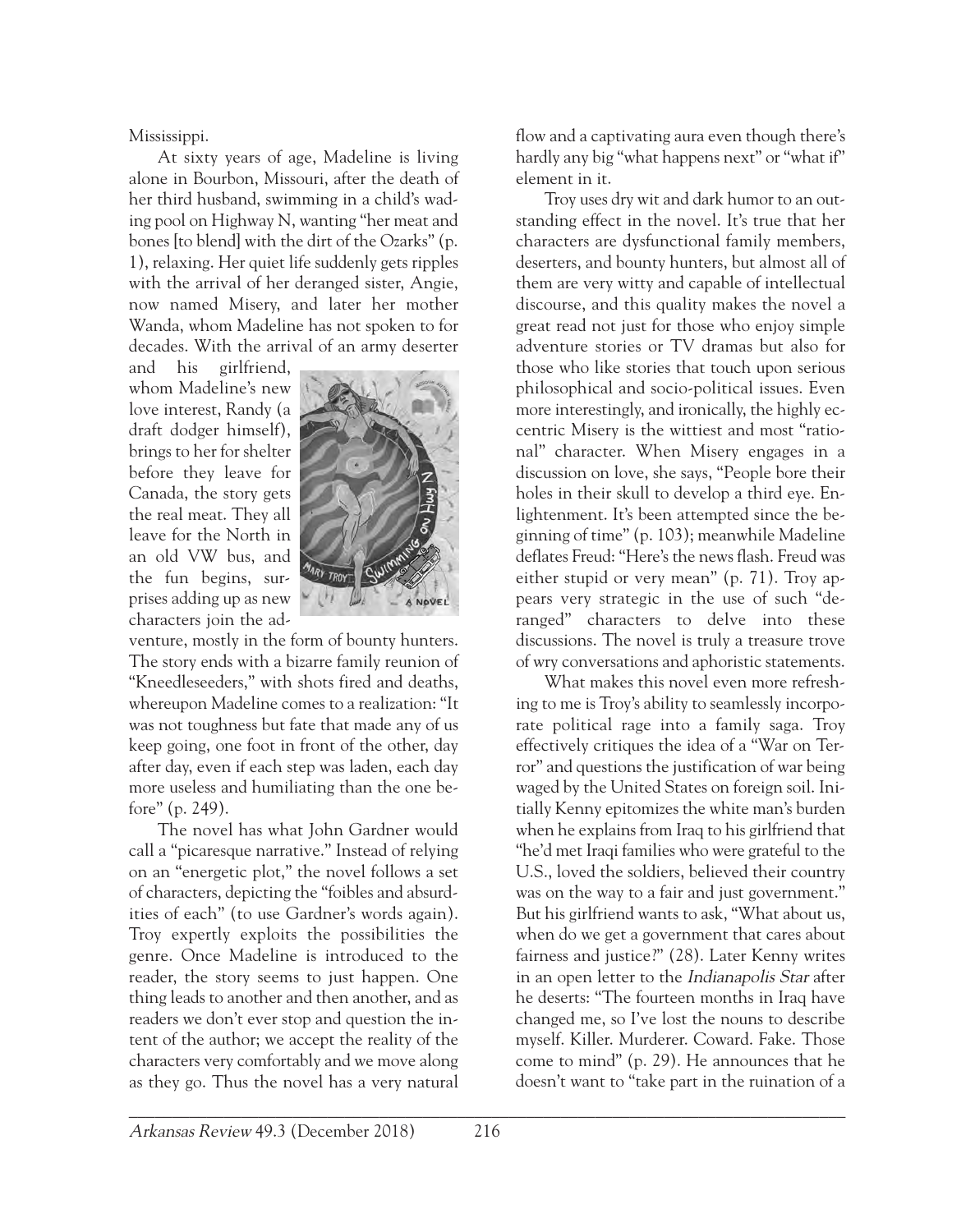Mississippi.

At sixty years of age, Madeline is living alone in Bourbon, Missouri, after the death of her third husband, swimming in a child's wading pool on Highway N, wanting "her meat and bones [to blend] with the dirt of the Ozarks" (p. 1), relaxing. Her quiet life suddenly gets ripples with the arrival of her deranged sister, Angie, now named Misery, and later her mother Wanda, whom Madeline has not spoken to for decades. With the arrival of an army deserter and his girlfriend, whom Madeline's new love interest, Randy (a draft dodger himself), brings to her for shelter before they leave for Canada, the story gets the real meat. They all leave for the North in an old VW bus, and the fun begins, surprises adding up as new characters join the adventure, mostly in the form of bounty hunters. The story ends with a bizarre family reunion of "Kneedleseeders," with shots fired and deaths, whereupon Madeline comes to a realization: "It was not toughness but fate that made any of us keep going, one foot in front of the other, day after day, even if each step was laden, each day more useless and humiliating than the one before" (p. 249).

The novel has what John Gardner would call a "picaresque narrative." Instead of relying on an "energetic plot," the novel follows a set of characters, depicting the "foibles and absurdities of each" (to use Gardner's words again). Troy expertly exploits the possibilities the genre. Once Madeline is introduced to the reader, the story seems to just happen. One thing leads to another and then another, and as readers we don't ever stop and question the intent of the author; we accept the reality of the characters very comfortably and we move along as they go. Thus the novel has a very natural flow and a captivating aura even though there's hardly any big "what happens next" or "what if" element in it.

Troy uses dry wit and dark humor to an outstanding effect in the novel. It's true that her characters are dysfunctional family members, deserters, and bounty hunters, but almost all of them are very witty and capable of intellectual discourse, and this quality makes the novel a great read not just for those who enjoy simple adventure stories or TV dramas but also for those who like stories that touch upon serious philosophical and socio-political issues. Even more interestingly, and ironically, the highly eccentric Misery is the wittiest and most "rational" character. When Misery engages in a discussion on love, she says, "People bore their holes in their skull to develop a third eye. Enlightenment. It's been attempted since the beginning of time" (p. 103); meanwhile Madeline deflates Freud: "Here's the news flash. Freud was either stupid or very mean" (p. 71). Troy appears very strategic in the use of such "deranged" characters to delve into these discussions. The novel is truly a treasure trove of wry conversations and aphoristic statements.

What makes this novel even more refreshing to me is Troy's ability to seamlessly incorporate political rage into a family saga. Troy effectively critiques the idea of a "War on Terror" and questions the justification of war being waged by the United States on foreign soil. Initially Kenny epitomizes the white man's burden when he explains from Iraq to his girlfriend that "he'd met Iraqi families who were grateful to the U.S., loved the soldiers, believed their country was on the way to a fair and just government." But his girlfriend wants to ask, "What about us, when do we get a government that cares about fairness and justice?" (28). Later Kenny writes in an open letter to the *Indianapolis Star* after he deserts: "The fourteen months in Iraq have changed me, so I've lost the nouns to describe myself. Killer. Murderer. Coward. Fake. Those come to mind" (p. 29). He announces that he doesn't want to "take part in the ruination of a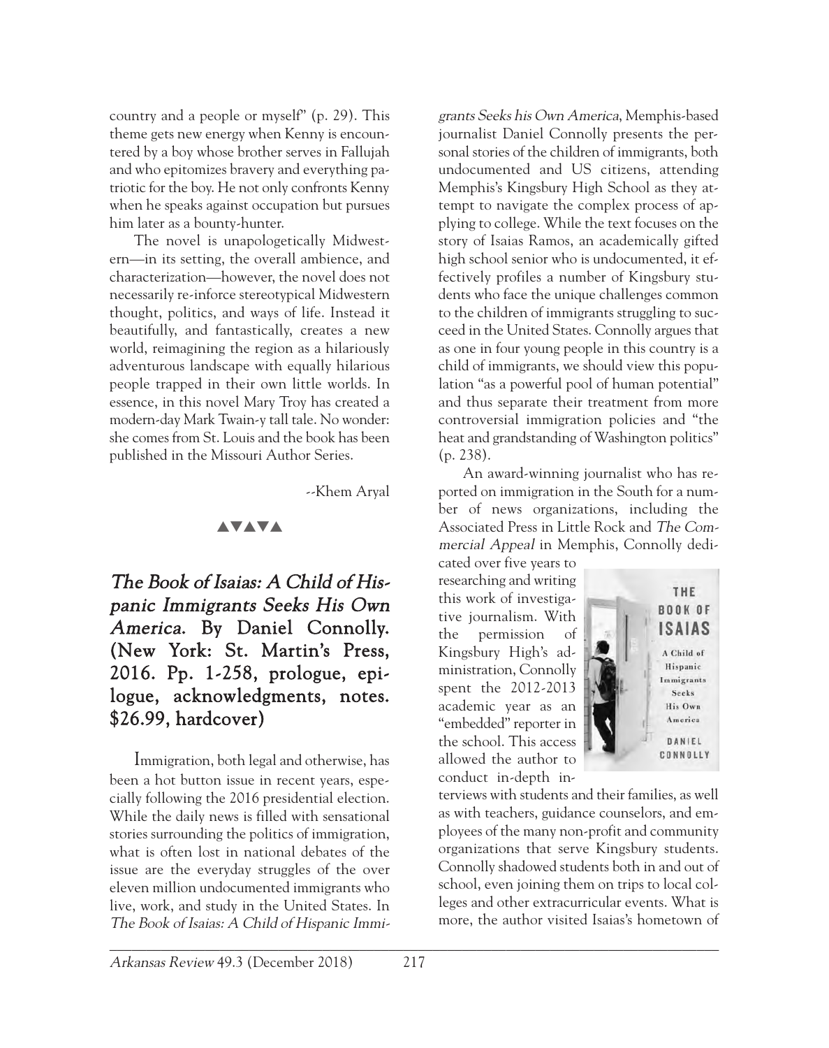country and a people or myself" (p. 29). This theme gets new energy when Kenny is encountered by a boy whose brother serves in Fallujah and who epitomizes bravery and everything patriotic for the boy. He not only confronts Kenny when he speaks against occupation but pursues him later as a bounty-hunter.

The novel is unapologetically Midwestern—in its setting, the overall ambience, and characterization—however, the novel does not necessarily re-inforce stereotypical Midwestern thought, politics, and ways of life. Instead it beautifully, and fantastically, creates a new world, reimagining the region as a hilariously adventurous landscape with equally hilarious people trapped in their own little worlds. In essence, in this novel Mary Troy has created a modern-day Mark Twain-y tall tale. No wonder: she comes from St. Louis and the book has been published in the Missouri Author Series.

--Khem Aryal

▲▼▲▼▲

## *The Book of Isaias: A Child of Hispanic Immigrants Seeks His Own America*. By Daniel Connolly. (New York: St. Martin's Press, 2016. Pp. 1-258, prologue, epilogue, acknowledgments, notes. $26.99, hardcover)

Immigration, both legal and otherwise, has been a hot button issue in recent years, especially following the 2016 presidential election. While the daily news is filled with sensational stories surrounding the politics of immigration, what is often lost in national debates of the issue are the everyday struggles of the over eleven million undocumented immigrants who live, work, and study in the United States. In *The Book of Isaias: A Child of Hispanic Immigrants Seeks his Own America*, Memphis-based journalist Daniel Connolly presents the personal stories of the children of immigrants, both undocumented and US citizens, attending Memphis's Kingsbury High School as they attempt to navigate the complex process of applying to college. While the text focuses on the story of Isaias Ramos, an academically gifted high school senior who is undocumented, it effectively profiles a number of Kingsbury students who face the unique challenges common to the children of immigrants struggling to succeed in the United States. Connolly argues that as one in four young people in this country is a child of immigrants, we should view this population "as a powerful pool of human potential" and thus separate their treatment from more controversial immigration policies and "the heat and grandstanding of Washington politics" (p. 238).

An award-winning journalist who has reported on immigration in the South for a number of news organizations, including the Associated Press in Little Rock and *The Commercial Appeal* in Memphis, Connolly dedicated over five years to researching and writing this work of investigative journalism. With the permission of Kingsbury High's administration, Connolly spent the 2012-2013 academic year as an "embedded" reporter in the school. This access allowed the author to conduct in-depth interviews with students and their families, as well as with teachers, guidance counselors, and employees of the many non-profit and community organizations that serve Kingsbury students. Connolly shadowed students both in and out of school, even joining them on trips to local colleges and other extracurricular events. What is more, the author visited Isaias's hometown of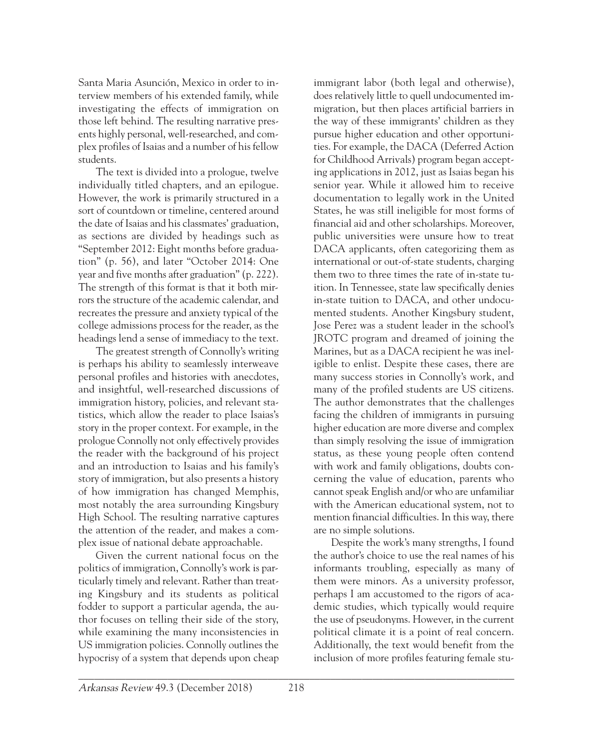Santa Maria Asunción, Mexico in order to interview members of his extended family, while investigating the effects of immigration on those left behind. The resulting narrative presents highly personal, well-researched, and complex profiles of Isaias and a number of his fellow students.

The text is divided into a prologue, twelve individually titled chapters, and an epilogue. However, the work is primarily structured in a sort of countdown or timeline, centered around the date of Isaias and his classmates' graduation, as sections are divided by headings such as "September 2012: Eight months before graduation" (p. 56), and later "October 2014: One year and five months after graduation" (p. 222). The strength of this format is that it both mirrors the structure of the academic calendar, and recreates the pressure and anxiety typical of the college admissions process for the reader, as the headings lend a sense of immediacy to the text.

The greatest strength of Connolly's writing is perhaps his ability to seamlessly interweave personal profiles and histories with anecdotes, and insightful, well-researched discussions of immigration history, policies, and relevant statistics, which allow the reader to place Isaias's story in the proper context. For example, in the prologue Connolly not only effectively provides the reader with the background of his project and an introduction to Isaias and his family's story of immigration, but also presents a history of how immigration has changed Memphis, most notably the area surrounding Kingsbury High School. The resulting narrative captures the attention of the reader, and makes a complex issue of national debate approachable.

Given the current national focus on the politics of immigration, Connolly's work is particularly timely and relevant. Rather than treating Kingsbury and its students as political fodder to support a particular agenda, the author focuses on telling their side of the story, while examining the many inconsistencies in US immigration policies. Connolly outlines the hypocrisy of a system that depends upon cheap immigrant labor (both legal and otherwise), does relatively little to quell undocumented immigration, but then places artificial barriers in the way of these immigrants' children as they pursue higher education and other opportunities. For example, the DACA (Deferred Action for Childhood Arrivals) program began accepting applications in 2012, just as Isaias began his senior year. While it allowed him to receive documentation to legally work in the United States, he was still ineligible for most forms of financial aid and other scholarships. Moreover, public universities were unsure how to treat DACA applicants, often categorizing them as international or out-of-state students, charging them two to three times the rate of in-state tuition. In Tennessee, state law specifically denies in-state tuition to DACA, and other undocumented students. Another Kingsbury student, Jose Perez was a student leader in the school's JROTC program and dreamed of joining the Marines, but as a DACA recipient he was ineligible to enlist. Despite these cases, there are many success stories in Connolly's work, and many of the profiled students are US citizens. The author demonstrates that the challenges facing the children of immigrants in pursuing higher education are more diverse and complex than simply resolving the issue of immigration status, as these young people often contend with work and family obligations, doubts concerning the value of education, parents who cannot speak English and/or who are unfamiliar with the American educational system, not to mention financial difficulties. In this way, there are no simple solutions.

Despite the work's many strengths, I found the author's choice to use the real names of his informants troubling, especially as many of them were minors. As a university professor, perhaps I am accustomed to the rigors of academic studies, which typically would require the use of pseudonyms. However, in the current political climate it is a point of real concern. Additionally, the text would benefit from the inclusion of more profiles featuring female stu-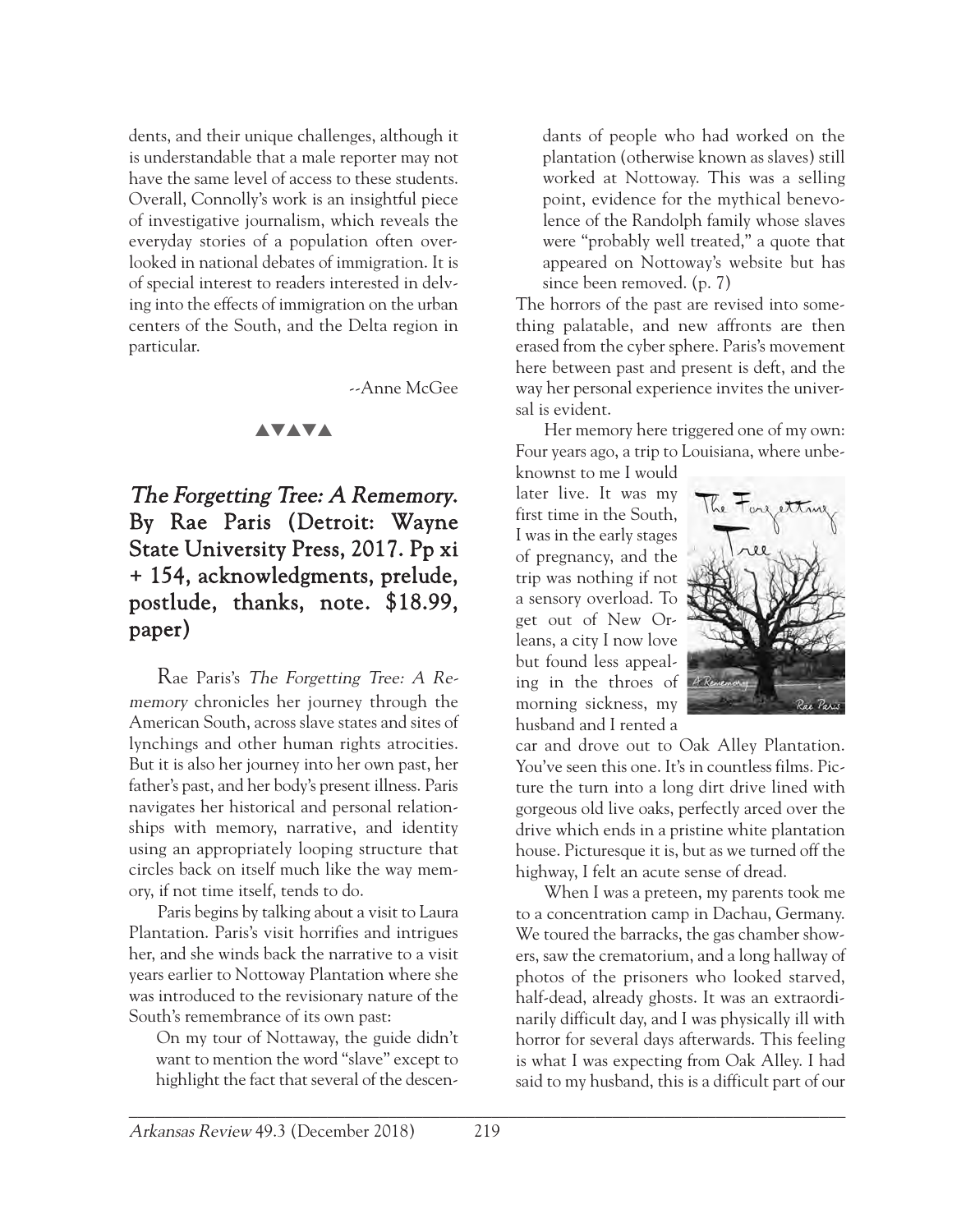dents, and their unique challenges, although it is understandable that a male reporter may not have the same level of access to these students. Overall, Connolly's work is an insightful piece of investigative journalism, which reveals the everyday stories of a population often overlooked in national debates of immigration. It is of special interest to readers interested in delving into the effects of immigration on the urban centers of the South, and the Delta region in particular.

--Anne McGee

▲▼▲▼▲

## *The Forgetting Tree: A Rememory.* By Rae Paris (Detroit: Wayne State University Press, 2017. Pp xi + 154, acknowledgments, prelude, postlude, thanks, note. $18.99, paper)

Rae Paris's *The Forgetting Tree: A Rememory* chronicles her journey through the American South, across slave states and sites of lynchings and other human rights atrocities. But it is also her journey into her own past, her father's past, and her body's present illness. Paris navigates her historical and personal relationships with memory, narrative, and identity using an appropriately looping structure that circles back on itself much like the way memory, if not time itself, tends to do.

Paris begins by talking about a visit to Laura Plantation. Paris's visit horrifies and intrigues her, and she winds back the narrative to a visit years earlier to Nottoway Plantation where she was introduced to the revisionary nature of the South's remembrance of its own past:

> On my tour of Nottaway, the guide didn't want to mention the word "slave" except to highlight the fact that several of the descendants of people who had worked on the plantation (otherwise known as slaves) still worked at Nottoway. This was a selling point, evidence for the mythical benevolence of the Randolph family whose slaves were "probably well treated," a quote that appeared on Nottoway's website but has since been removed. (p. 7)

The horrors of the past are revised into something palatable, and new affronts are then erased from the cyber sphere. Paris's movement here between past and present is deft, and the way her personal experience invites the universal is evident.

Her memory here triggered one of my own: Four years ago, a trip to Louisiana, where unbeknownst to me I would later live. It was my first time in the South, I was in the early stages of pregnancy, and the trip was nothing if not a sensory overload. To get out of New Orleans, a city I now love but found less appealing in the throes of morning sickness, my husband and I rented a car and drove out to Oak Alley Plantation. You've seen this one. It's in countless films. Picture the turn into a long dirt drive lined with gorgeous old live oaks, perfectly arced over the drive which ends in a pristine white plantation house. Picturesque it is, but as we turned off the highway, I felt an acute sense of dread.

When I was a preteen, my parents took me to a concentration camp in Dachau, Germany. We toured the barracks, the gas chamber showers, saw the crematorium, and a long hallway of photos of the prisoners who looked starved, half-dead, already ghosts. It was an extraordinarily difficult day, and I was physically ill with horror for several days afterwards. This feeling is what I was expecting from Oak Alley. I had said to my husband, this is a difficult part of our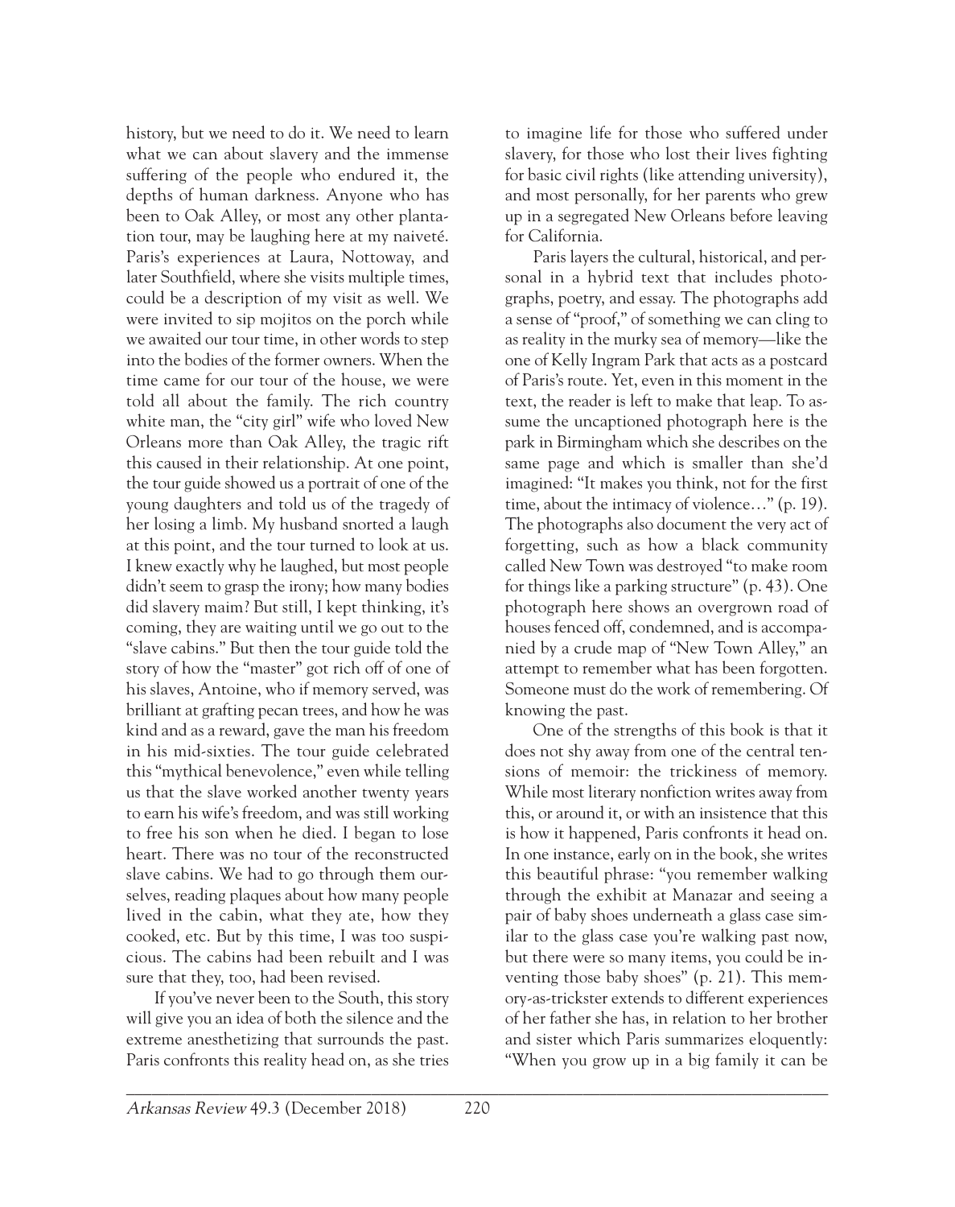history, but we need to do it. We need to learn what we can about slavery and the immense suffering of the people who endured it, the depths of human darkness. Anyone who has been to Oak Alley, or most any other plantation tour, may be laughing here at my naiveté. Paris's experiences at Laura, Nottoway, and later Southfield, where she visits multiple times, could be a description of my visit as well. We were invited to sip mojitos on the porch while we awaited our tour time, in other words to step into the bodies of the former owners. When the time came for our tour of the house, we were told all about the family. The rich country white man, the "city girl" wife who loved New Orleans more than Oak Alley, the tragic rift this caused in their relationship. At one point, the tour guide showed us a portrait of one of the young daughters and told us of the tragedy of her losing a limb. My husband snorted a laugh at this point, and the tour turned to look at us. I knew exactly why he laughed, but most people didn't seem to grasp the irony; how many bodies did slavery maim? But still, I kept thinking, it's coming, they are waiting until we go out to the "slave cabins." But then the tour guide told the story of how the "master" got rich off of one of his slaves, Antoine, who if memory served, was brilliant at grafting pecan trees, and how he was kind and as a reward, gave the man his freedom in his mid-sixties. The tour guide celebrated this "mythical benevolence," even while telling us that the slave worked another twenty years to earn his wife's freedom, and was still working to free his son when he died. I began to lose heart. There was no tour of the reconstructed slave cabins. We had to go through them ourselves, reading plaques about how many people lived in the cabin, what they ate, how they cooked, etc. But by this time, I was too suspicious. The cabins had been rebuilt and I was sure that they, too, had been revised.

If you've never been to the South, this story will give you an idea of both the silence and the extreme anesthetizing that surrounds the past. Paris confronts this reality head on, as she tries to imagine life for those who suffered under slavery, for those who lost their lives fighting for basic civil rights (like attending university), and most personally, for her parents who grew up in a segregated New Orleans before leaving for California.

Paris layers the cultural, historical, and personal in a hybrid text that includes photographs, poetry, and essay. The photographs add a sense of "proof," of something we can cling to as reality in the murky sea of memory—like the one of Kelly Ingram Park that acts as a postcard of Paris's route. Yet, even in this moment in the text, the reader is left to make that leap. To assume the uncaptioned photograph here is the park in Birmingham which she describes on the same page and which is smaller than she'd imagined: "It makes you think, not for the first time, about the intimacy of violence…" (p. 19). The photographs also document the very act of forgetting, such as how a black community called New Town was destroyed "to make room for things like a parking structure" (p. 43). One photograph here shows an overgrown road of houses fenced off, condemned, and is accompanied by a crude map of "New Town Alley," an attempt to remember what has been forgotten. Someone must do the work of remembering. Of knowing the past.

One of the strengths of this book is that it does not shy away from one of the central tensions of memoir: the trickiness of memory. While most literary nonfiction writes away from this, or around it, or with an insistence that this is how it happened, Paris confronts it head on. In one instance, early on in the book, she writes this beautiful phrase: "you remember walking through the exhibit at Manazar and seeing a pair of baby shoes underneath a glass case similar to the glass case you're walking past now, but there were so many items, you could be inventing those baby shoes" (p. 21). This memory-as-trickster extends to different experiences of her father she has, in relation to her brother and sister which Paris summarizes eloquently: "When you grow up in a big family it can be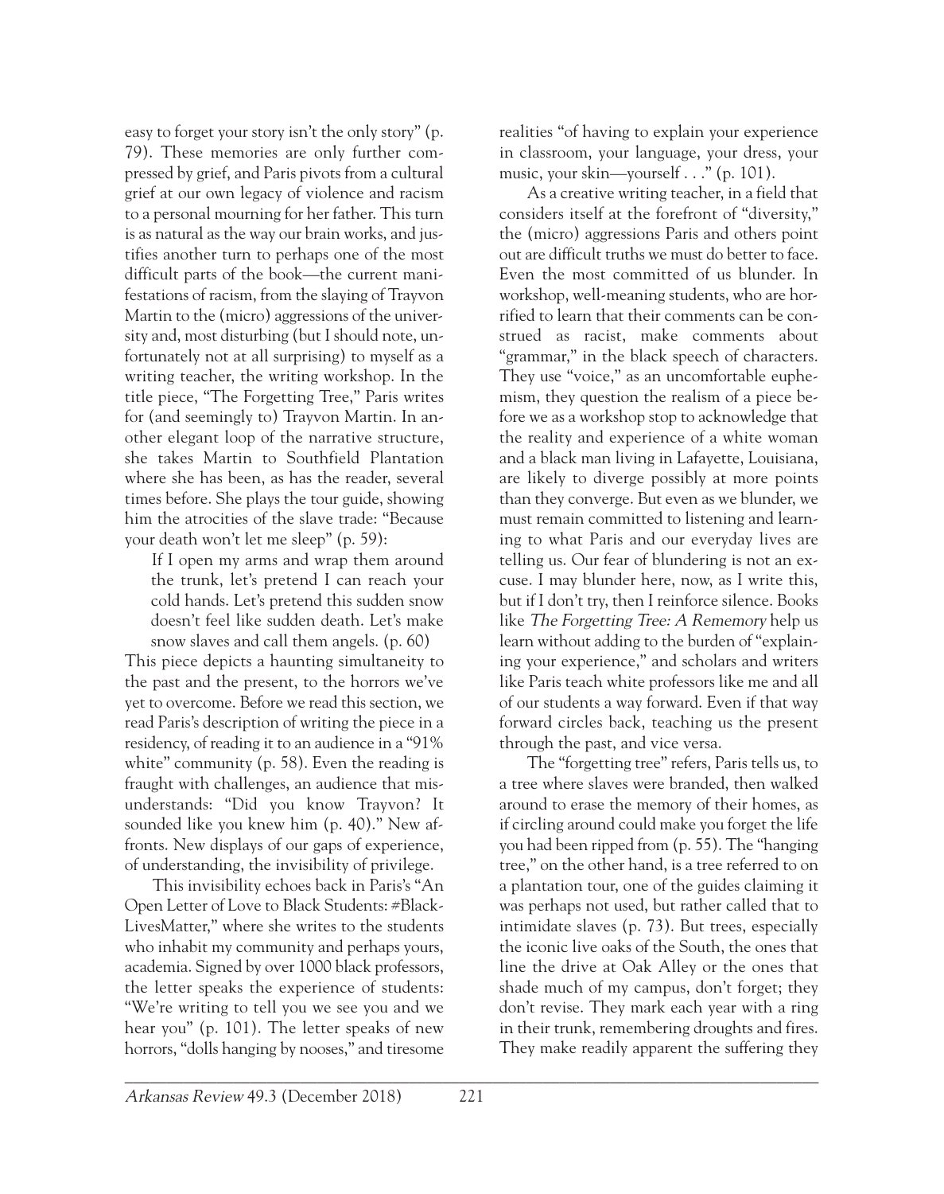easy to forget your story isn't the only story" (p. 79). These memories are only further compressed by grief, and Paris pivots from a cultural grief at our own legacy of violence and racism to a personal mourning for her father. This turn is as natural as the way our brain works, and justifies another turn to perhaps one of the most difficult parts of the book—the current manifestations of racism, from the slaying of Trayvon Martin to the (micro) aggressions of the university and, most disturbing (but I should note, unfortunately not at all surprising) to myself as a writing teacher, the writing workshop. In the title piece, "The Forgetting Tree," Paris writes for (and seemingly to) Trayvon Martin. In another elegant loop of the narrative structure, she takes Martin to Southfield Plantation where she has been, as has the reader, several times before. She plays the tour guide, showing him the atrocities of the slave trade: "Because your death won't let me sleep" (p. 59):

> If I open my arms and wrap them around the trunk, let's pretend I can reach your cold hands. Let's pretend this sudden snow doesn't feel like sudden death. Let's make snow slaves and call them angels. (p. 60)

This piece depicts a haunting simultaneity to the past and the present, to the horrors we've yet to overcome. Before we read this section, we read Paris's description of writing the piece in a residency, of reading it to an audience in a "91% white" community (p. 58). Even the reading is fraught with challenges, an audience that misunderstands: "Did you know Trayvon? It sounded like you knew him (p. 40)." New affronts. New displays of our gaps of experience, of understanding, the invisibility of privilege.

This invisibility echoes back in Paris's "An Open Letter of Love to Black Students: #BlackLivesMatter," where she writes to the students who inhabit my community and perhaps yours, academia. Signed by over 1000 black professors, the letter speaks the experience of students: "We're writing to tell you we see you and we hear you" (p. 101). The letter speaks of new horrors, "dolls hanging by nooses," and tiresome realities "of having to explain your experience in classroom, your language, your dress, your music, your skin—yourself . . ." (p. 101).

As a creative writing teacher, in a field that considers itself at the forefront of "diversity," the (micro) aggressions Paris and others point out are difficult truths we must do better to face. Even the most committed of us blunder. In workshop, well-meaning students, who are horrified to learn that their comments can be construed as racist, make comments about "grammar," in the black speech of characters. They use "voice," as an uncomfortable euphemism, they question the realism of a piece before we as a workshop stop to acknowledge that the reality and experience of a white woman and a black man living in Lafayette, Louisiana, are likely to diverge possibly at more points than they converge. But even as we blunder, we must remain committed to listening and learning to what Paris and our everyday lives are telling us. Our fear of blundering is not an excuse. I may blunder here, now, as I write this, but if I don't try, then I reinforce silence. Books like *The Forgetting Tree: A Rememory* help us learn without adding to the burden of "explaining your experience," and scholars and writers like Paris teach white professors like me and all of our students a way forward. Even if that way forward circles back, teaching us the present through the past, and vice versa.

The "forgetting tree" refers, Paris tells us, to a tree where slaves were branded, then walked around to erase the memory of their homes, as if circling around could make you forget the life you had been ripped from (p. 55). The "hanging tree," on the other hand, is a tree referred to on a plantation tour, one of the guides claiming it was perhaps not used, but rather called that to intimidate slaves (p. 73). But trees, especially the iconic live oaks of the South, the ones that line the drive at Oak Alley or the ones that shade much of my campus, don't forget; they don't revise. They mark each year with a ring in their trunk, remembering droughts and fires. They make readily apparent the suffering they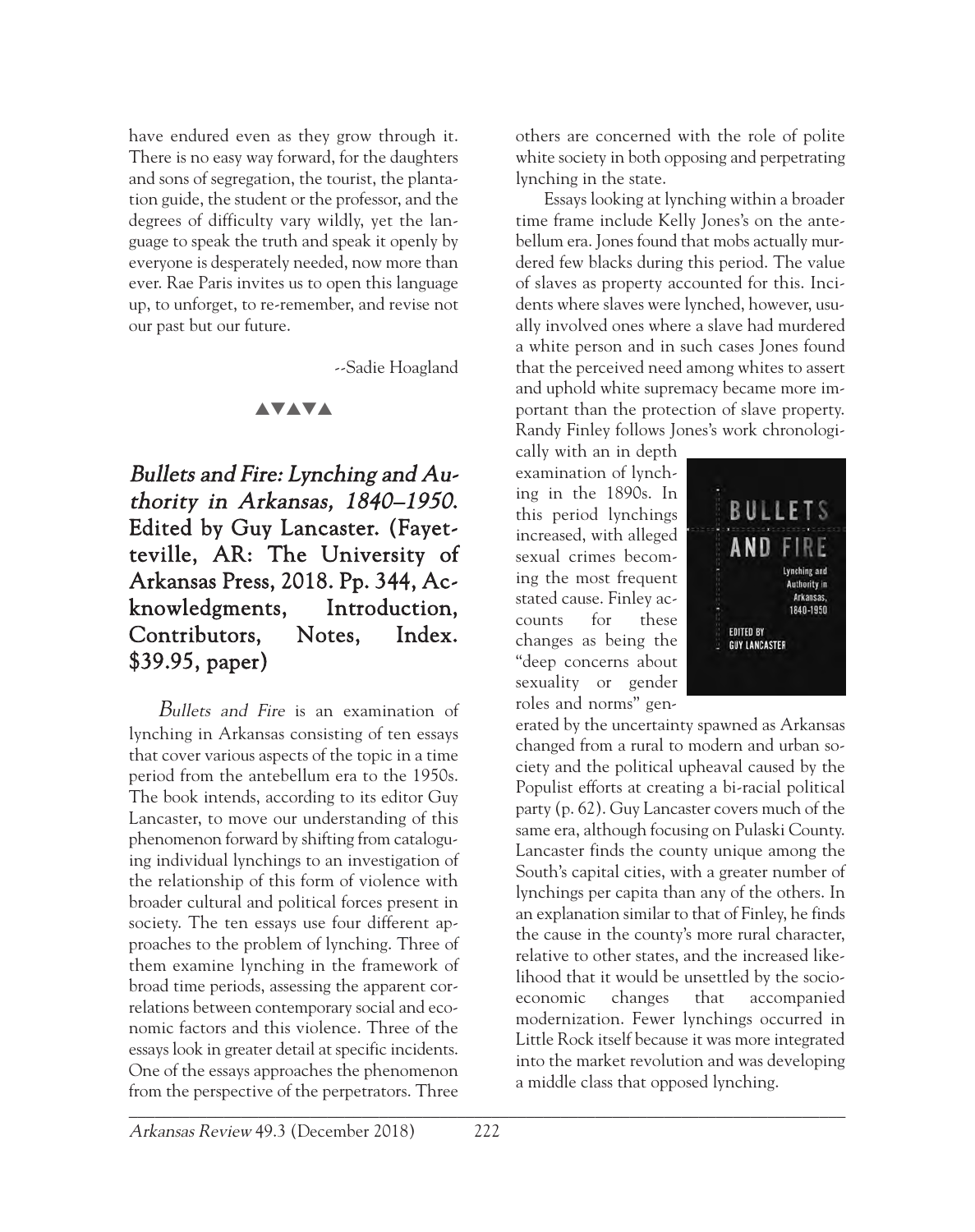have endured even as they grow through it. There is no easy way forward, for the daughters and sons of segregation, the tourist, the plantation guide, the student or the professor, and the degrees of difficulty vary wildly, yet the language to speak the truth and speak it openly by everyone is desperately needed, now more than ever. Rae Paris invites us to open this language up, to unforget, to re-remember, and revise not our past but our future.

--Sadie Hoagland

▲▼▲▼▲

## *Bullets and Fire: Lynching and Authority in Arkansas, 1840–1950.* Edited by Guy Lancaster. (Fayetteville, AR: The University of Arkansas Press, 2018. Pp. 344, Acknowledgments, Introduction, Contributors, Notes, Index. $39.95, paper)

*Bullets and Fire* is an examination of lynching in Arkansas consisting of ten essays that cover various aspects of the topic in a time period from the antebellum era to the 1950s. The book intends, according to its editor Guy Lancaster, to move our understanding of this phenomenon forward by shifting from cataloguing individual lynchings to an investigation of the relationship of this form of violence with broader cultural and political forces present in society. The ten essays use four different approaches to the problem of lynching. Three of them examine lynching in the framework of broad time periods, assessing the apparent correlations between contemporary social and economic factors and this violence. Three of the essays look in greater detail at specific incidents. One of the essays approaches the phenomenon from the perspective of the perpetrators. Three others are concerned with the role of polite white society in both opposing and perpetrating lynching in the state.

Essays looking at lynching within a broader time frame include Kelly Jones's on the antebellum era. Jones found that mobs actually murdered few blacks during this period. The value of slaves as property accounted for this. Incidents where slaves were lynched, however, usually involved ones where a slave had murdered a white person and in such cases Jones found that the perceived need among whites to assert and uphold white supremacy became more important than the protection of slave property. Randy Finley follows Jones's work chronologically with an in depth examination of lynching in the 1890s. In this period lynchings increased, with alleged sexual crimes becoming the most frequent stated cause. Finley accounts for these changes as being the "deep concerns about sexuality or gender roles and norms" generated by the uncertainty spawned as Arkansas changed from a rural to modern and urban society and the political upheaval caused by the Populist efforts at creating a bi-racial political party (p. 62). Guy Lancaster covers much of the same era, although focusing on Pulaski County. Lancaster finds the county unique among the South's capital cities, with a greater number of lynchings per capita than any of the others. In an explanation similar to that of Finley, he finds the cause in the county's more rural character, relative to other states, and the increased likelihood that it would be unsettled by the socioeconomic changes that accompanied modernization. Fewer lynchings occurred in Little Rock itself because it was more integrated into the market revolution and was developing a middle class that opposed lynching.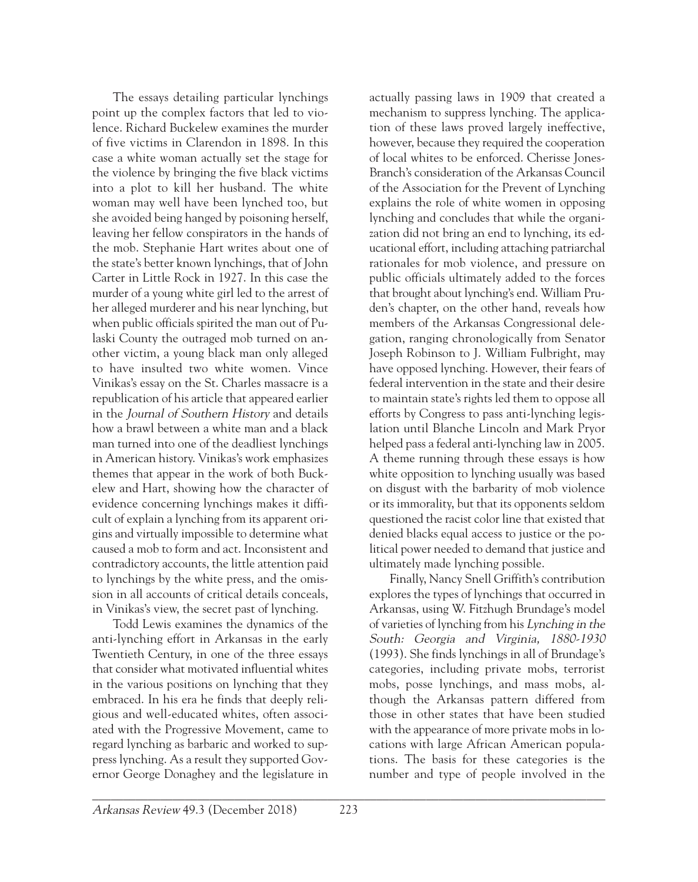The essays detailing particular lynchings point up the complex factors that led to violence. Richard Buckelew examines the murder of five victims in Clarendon in 1898. In this case a white woman actually set the stage for the violence by bringing the five black victims into a plot to kill her husband. The white woman may well have been lynched too, but she avoided being hanged by poisoning herself, leaving her fellow conspirators in the hands of the mob. Stephanie Hart writes about one of the state's better known lynchings, that of John Carter in Little Rock in 1927. In this case the murder of a young white girl led to the arrest of her alleged murderer and his near lynching, but when public officials spirited the man out of Pulaski County the outraged mob turned on another victim, a young black man only alleged to have insulted two white women. Vince Vinikas's essay on the St. Charles massacre is a republication of his article that appeared earlier in the *Journal of Southern History* and details how a brawl between a white man and a black man turned into one of the deadliest lynchings in American history. Vinikas's work emphasizes themes that appear in the work of both Buckelew and Hart, showing how the character of evidence concerning lynchings makes it difficult of explain a lynching from its apparent origins and virtually impossible to determine what caused a mob to form and act. Inconsistent and contradictory accounts, the little attention paid to lynchings by the white press, and the omission in all accounts of critical details conceals, in Vinikas's view, the secret past of lynching.

Todd Lewis examines the dynamics of the anti-lynching effort in Arkansas in the early Twentieth Century, in one of the three essays that consider what motivated influential whites in the various positions on lynching that they embraced. In his era he finds that deeply religious and well-educated whites, often associated with the Progressive Movement, came to regard lynching as barbaric and worked to suppress lynching. As a result they supported Governor George Donaghey and the legislature in actually passing laws in 1909 that created a mechanism to suppress lynching. The application of these laws proved largely ineffective, however, because they required the cooperation of local whites to be enforced. Cherisse Jones-Branch's consideration of the Arkansas Council of the Association for the Prevent of Lynching explains the role of white women in opposing lynching and concludes that while the organization did not bring an end to lynching, its educational effort, including attaching patriarchal rationales for mob violence, and pressure on public officials ultimately added to the forces that brought about lynching's end. William Pruden's chapter, on the other hand, reveals how members of the Arkansas Congressional delegation, ranging chronologically from Senator Joseph Robinson to J. William Fulbright, may have opposed lynching. However, their fears of federal intervention in the state and their desire to maintain state's rights led them to oppose all efforts by Congress to pass anti-lynching legislation until Blanche Lincoln and Mark Pryor helped pass a federal anti-lynching law in 2005. A theme running through these essays is how white opposition to lynching usually was based on disgust with the barbarity of mob violence or its immorality, but that its opponents seldom questioned the racist color line that existed that denied blacks equal access to justice or the political power needed to demand that justice and ultimately made lynching possible.

Finally, Nancy Snell Griffith's contribution explores the types of lynchings that occurred in Arkansas, using W. Fitzhugh Brundage's model of varieties of lynching from his *Lynching in the South: Georgia and Virginia, 1880-1930* (1993). She finds lynchings in all of Brundage's categories, including private mobs, terrorist mobs, posse lynchings, and mass mobs, although the Arkansas pattern differed from those in other states that have been studied with the appearance of more private mobs in locations with large African American populations. The basis for these categories is the number and type of people involved in the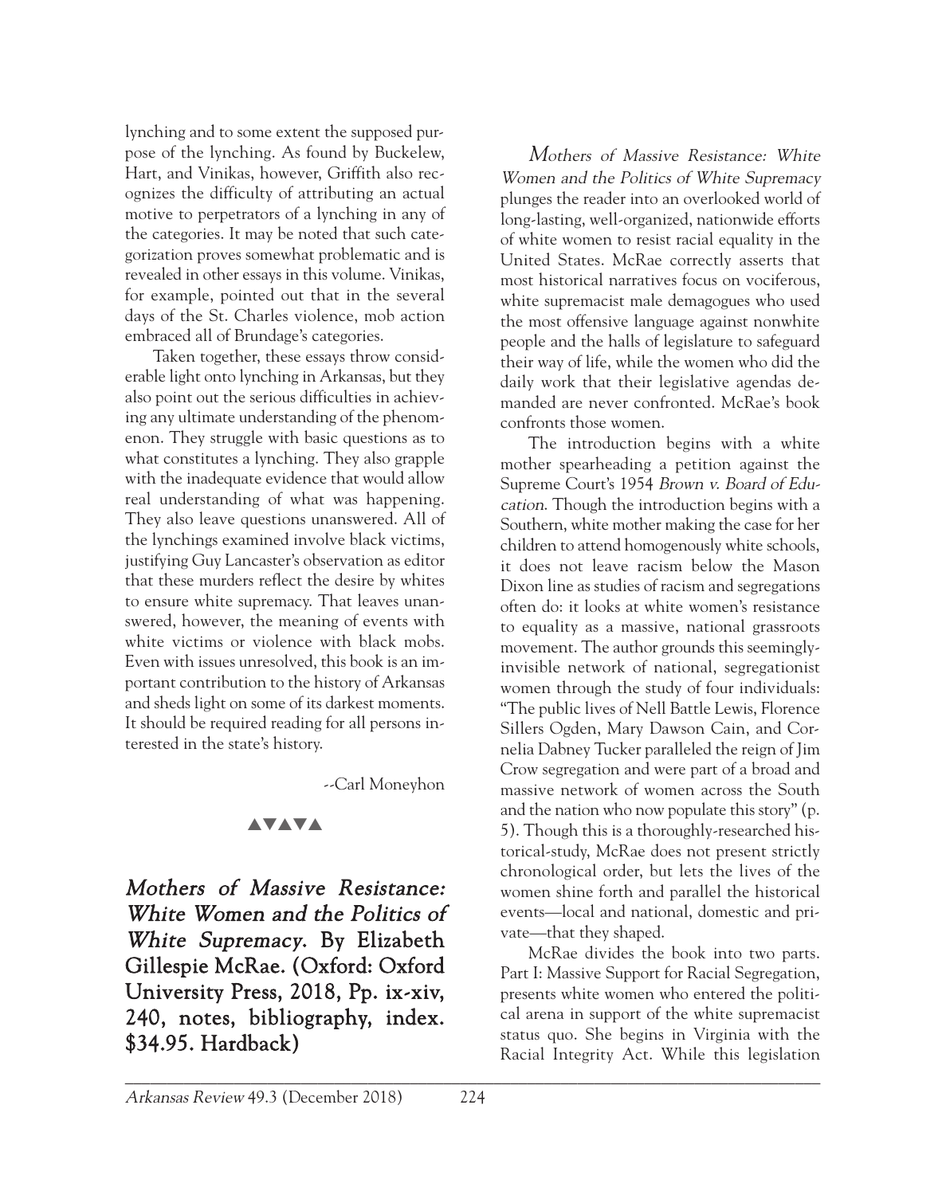lynching and to some extent the supposed purpose of the lynching. As found by Buckelew, Hart, and Vinikas, however, Griffith also recognizes the difficulty of attributing an actual motive to perpetrators of a lynching in any of the categories. It may be noted that such categorization proves somewhat problematic and is revealed in other essays in this volume. Vinikas, for example, pointed out that in the several days of the St. Charles violence, mob action embraced all of Brundage's categories.

Taken together, these essays throw considerable light onto lynching in Arkansas, but they also point out the serious difficulties in achieving any ultimate understanding of the phenomenon. They struggle with basic questions as to what constitutes a lynching. They also grapple with the inadequate evidence that would allow real understanding of what was happening. They also leave questions unanswered. All of the lynchings examined involve black victims, justifying Guy Lancaster's observation as editor that these murders reflect the desire by whites to ensure white supremacy. That leaves unanswered, however, the meaning of events with white victims or violence with black mobs. Even with issues unresolved, this book is an important contribution to the history of Arkansas and sheds light on some of its darkest moments. It should be required reading for all persons interested in the state's history.

--Carl Moneyhon

▲▼▲▼▲

## *Mothers of Massive Resistance: White Women and the Politics of White Supremacy.* By Elizabeth Gillespie McRae. (Oxford: Oxford University Press, 2018, Pp. ix-xiv, 240, notes, bibliography, index. $34.95. Hardback)

*Mothers of Massive Resistance: White Women and the Politics of White Supremacy* plunges the reader into an overlooked world of long-lasting, well-organized, nationwide efforts of white women to resist racial equality in the United States. McRae correctly asserts that most historical narratives focus on vociferous, white supremacist male demagogues who used the most offensive language against nonwhite people and the halls of legislature to safeguard their way of life, while the women who did the daily work that their legislative agendas demanded are never confronted. McRae's book confronts those women.

The introduction begins with a white mother spearheading a petition against the Supreme Court's 1954 *Brown v. Board of Education*. Though the introduction begins with a Southern, white mother making the case for her children to attend homogenously white schools, it does not leave racism below the Mason Dixon line as studies of racism and segregations often do: it looks at white women's resistance to equality as a massive, national grassroots movement. The author grounds this seemingly-invisible network of national, segregationist women through the study of four individuals: "The public lives of Nell Battle Lewis, Florence Sillers Ogden, Mary Dawson Cain, and Cornelia Dabney Tucker paralleled the reign of Jim Crow segregation and were part of a broad and massive network of women across the South and the nation who now populate this story" (p. 5). Though this is a thoroughly-researched historical-study, McRae does not present strictly chronological order, but lets the lives of the women shine forth and parallel the historical events—local and national, domestic and private—that they shaped.

McRae divides the book into two parts. Part I: Massive Support for Racial Segregation, presents white women who entered the political arena in support of the white supremacist status quo. She begins in Virginia with the Racial Integrity Act. While this legislation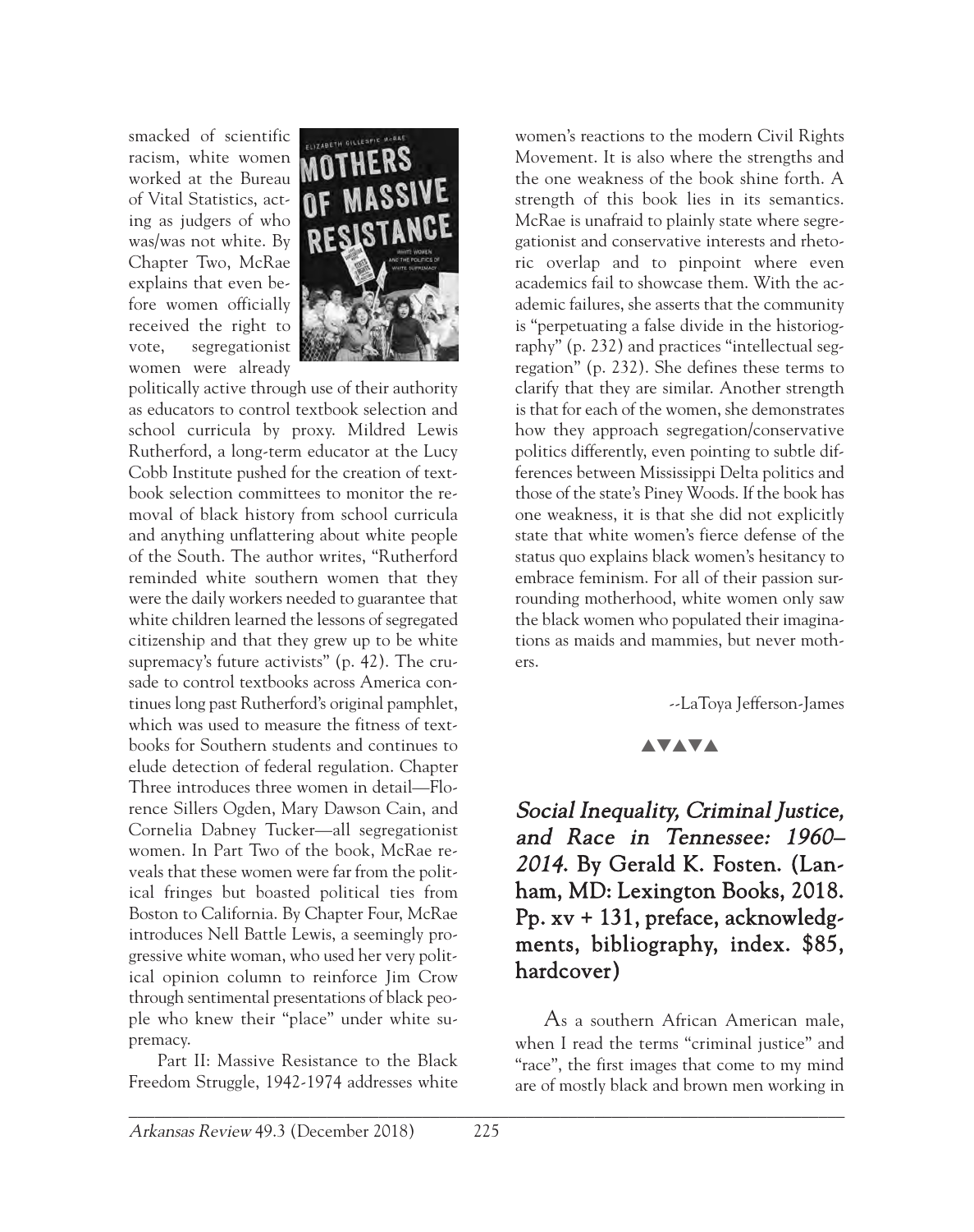smacked of scientific racism, white women worked at the Bureau of Vital Statistics, acting as judgers of who was/was not white. By Chapter Two, McRae explains that even before women officially received the right to vote, segregationist women were already politically active through use of their authority as educators to control textbook selection and school curricula by proxy. Mildred Lewis Rutherford, a long-term educator at the Lucy Cobb Institute pushed for the creation of textbook selection committees to monitor the removal of black history from school curricula and anything unflattering about white people of the South. The author writes, "Rutherford reminded white southern women that they were the daily workers needed to guarantee that white children learned the lessons of segregated citizenship and that they grew up to be white supremacy's future activists" (p. 42). The crusade to control textbooks across America continues long past Rutherford's original pamphlet, which was used to measure the fitness of textbooks for Southern students and continues to elude detection of federal regulation. Chapter Three introduces three women in detail—Florence Sillers Ogden, Mary Dawson Cain, and Cornelia Dabney Tucker—all segregationist women. In Part Two of the book, McRae reveals that these women were far from the political fringes but boasted political ties from Boston to California. By Chapter Four, McRae introduces Nell Battle Lewis, a seemingly progressive white woman, who used her very political opinion column to reinforce Jim Crow through sentimental presentations of black people who knew their "place" under white supremacy.

Part II: Massive Resistance to the Black Freedom Struggle, 1942-1974 addresses white women's reactions to the modern Civil Rights Movement. It is also where the strengths and the one weakness of the book shine forth. A strength of this book lies in its semantics. McRae is unafraid to plainly state where segregationist and conservative interests and rhetoric overlap and to pinpoint where even academics fail to showcase them. With the academic failures, she asserts that the community is "perpetuating a false divide in the historiography" (p. 232) and practices "intellectual segregation" (p. 232). She defines these terms to clarify that they are similar. Another strength is that for each of the women, she demonstrates how they approach segregation/conservative politics differently, even pointing to subtle differences between Mississippi Delta politics and those of the state's Piney Woods. If the book has one weakness, it is that she did not explicitly state that white women's fierce defense of the status quo explains black women's hesitancy to embrace feminism. For all of their passion surrounding motherhood, white women only saw the black women who populated their imaginations as maids and mammies, but never mothers.

--LaToya Jefferson-James

▲▼▲▼▲

## *Social Inequality, Criminal Justice, and Race in Tennessee: 1960–2014.* By Gerald K. Fosten. (Lanham, MD: Lexington Books, 2018. Pp. xv + 131, preface, acknowledgments, bibliography, index. $85, hardcover)

As a southern African American male, when I read the terms "criminal justice" and "race", the first images that come to my mind are of mostly black and brown men working in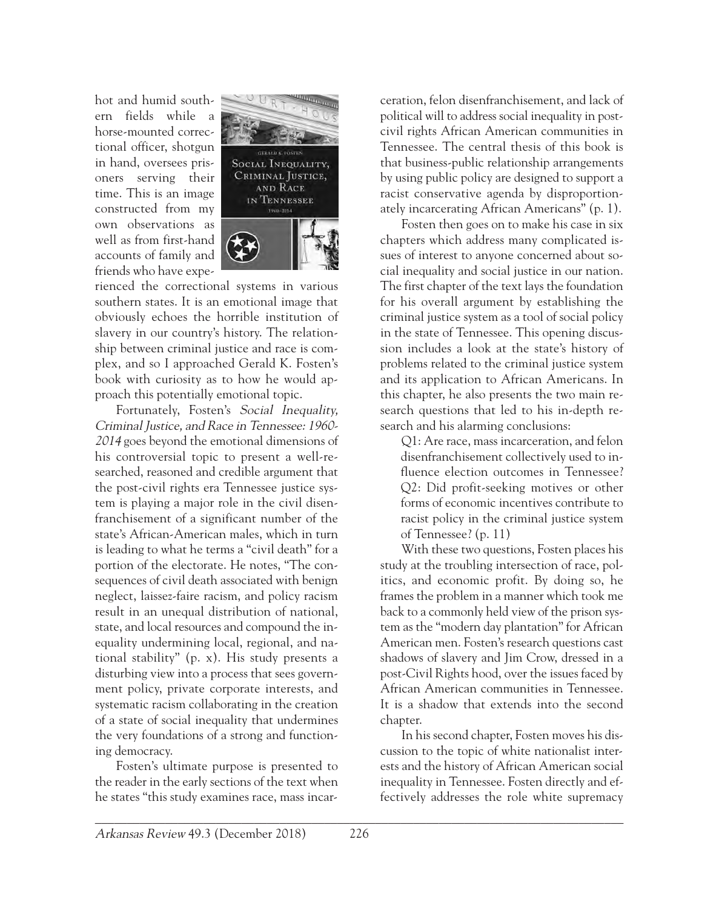hot and humid southern fields while a horse-mounted correctional officer, shotgun in hand, oversees prisoners serving their time. This is an image constructed from my own observations as well as from first-hand accounts of family and friends who have experienced the correctional systems in various southern states. It is an emotional image that obviously echoes the horrible institution of slavery in our country's history. The relationship between criminal justice and race is complex, and so I approached Gerald K. Fosten's book with curiosity as to how he would approach this potentially emotional topic.

Fortunately, Fosten's *Social Inequality, Criminal Justice, and Race in Tennessee: 1960-2014* goes beyond the emotional dimensions of his controversial topic to present a well-researched, reasoned and credible argument that the post-civil rights era Tennessee justice system is playing a major role in the civil disenfranchisement of a significant number of the state's African-American males, which in turn is leading to what he terms a "civil death" for a portion of the electorate. He notes, "The consequences of civil death associated with benign neglect, laissez-faire racism, and policy racism result in an unequal distribution of national, state, and local resources and compound the inequality undermining local, regional, and national stability" (p. x). His study presents a disturbing view into a process that sees government policy, private corporate interests, and systematic racism collaborating in the creation of a state of social inequality that undermines the very foundations of a strong and functioning democracy.

Fosten's ultimate purpose is presented to the reader in the early sections of the text when he states "this study examines race, mass incarceration, felon disenfranchisement, and lack of political will to address social inequality in post-civil rights African American communities in Tennessee. The central thesis of this book is that business-public relationship arrangements by using public policy are designed to support a racist conservative agenda by disproportionately incarcerating African Americans" (p. 1).

Fosten then goes on to make his case in six chapters which address many complicated issues of interest to anyone concerned about social inequality and social justice in our nation. The first chapter of the text lays the foundation for his overall argument by establishing the criminal justice system as a tool of social policy in the state of Tennessee. This opening discussion includes a look at the state's history of problems related to the criminal justice system and its application to African Americans. In this chapter, he also presents the two main research questions that led to his in-depth research and his alarming conclusions:

> Q1: Are race, mass incarceration, and felon disenfranchisement collectively used to influence election outcomes in Tennessee?
> Q2: Did profit-seeking motives or other forms of economic incentives contribute to racist policy in the criminal justice system of Tennessee? (p. 11)

With these two questions, Fosten places his study at the troubling intersection of race, politics, and economic profit. By doing so, he frames the problem in a manner which took me back to a commonly held view of the prison system as the "modern day plantation" for African American men. Fosten's research questions cast shadows of slavery and Jim Crow, dressed in a post-Civil Rights hood, over the issues faced by African American communities in Tennessee. It is a shadow that extends into the second chapter.

In his second chapter, Fosten moves his discussion to the topic of white nationalist interests and the history of African American social inequality in Tennessee. Fosten directly and effectively addresses the role white supremacy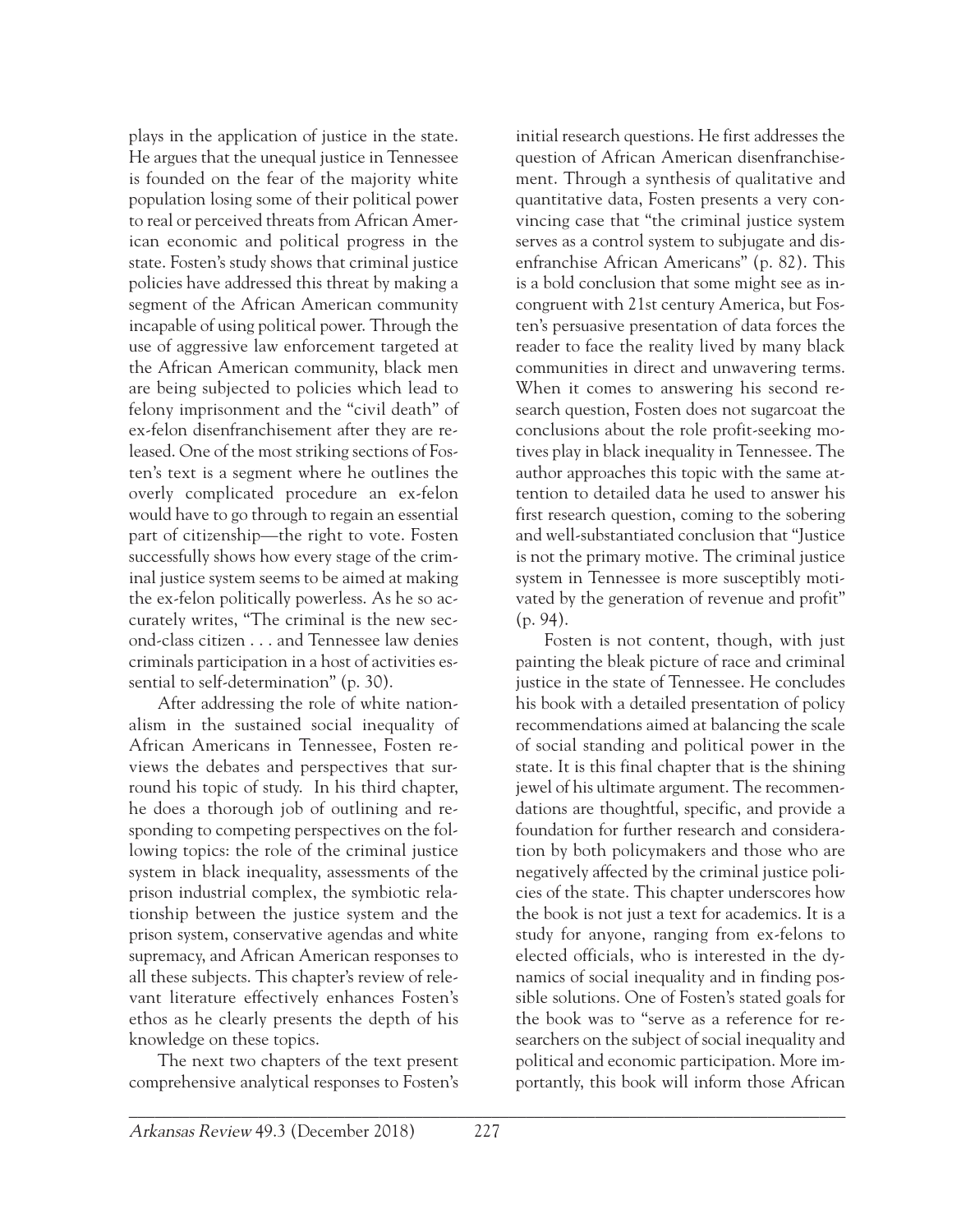plays in the application of justice in the state. He argues that the unequal justice in Tennessee is founded on the fear of the majority white population losing some of their political power to real or perceived threats from African American economic and political progress in the state. Fosten's study shows that criminal justice policies have addressed this threat by making a segment of the African American community incapable of using political power. Through the use of aggressive law enforcement targeted at the African American community, black men are being subjected to policies which lead to felony imprisonment and the "civil death" of ex-felon disenfranchisement after they are released. One of the most striking sections of Fosten's text is a segment where he outlines the overly complicated procedure an ex-felon would have to go through to regain an essential part of citizenship—the right to vote. Fosten successfully shows how every stage of the criminal justice system seems to be aimed at making the ex-felon politically powerless. As he so accurately writes, "The criminal is the new second-class citizen . . . and Tennessee law denies criminals participation in a host of activities essential to self-determination" (p. 30).

After addressing the role of white nationalism in the sustained social inequality of African Americans in Tennessee, Fosten reviews the debates and perspectives that surround his topic of study. In his third chapter, he does a thorough job of outlining and responding to competing perspectives on the following topics: the role of the criminal justice system in black inequality, assessments of the prison industrial complex, the symbiotic relationship between the justice system and the prison system, conservative agendas and white supremacy, and African American responses to all these subjects. This chapter's review of relevant literature effectively enhances Fosten's ethos as he clearly presents the depth of his knowledge on these topics.

The next two chapters of the text present comprehensive analytical responses to Fosten's initial research questions. He first addresses the question of African American disenfranchisement. Through a synthesis of qualitative and quantitative data, Fosten presents a very convincing case that "the criminal justice system serves as a control system to subjugate and disenfranchise African Americans" (p. 82). This is a bold conclusion that some might see as incongruent with 21st century America, but Fosten's persuasive presentation of data forces the reader to face the reality lived by many black communities in direct and unwavering terms. When it comes to answering his second research question, Fosten does not sugarcoat the conclusions about the role profit-seeking motives play in black inequality in Tennessee. The author approaches this topic with the same attention to detailed data he used to answer his first research question, coming to the sobering and well-substantiated conclusion that "Justice is not the primary motive. The criminal justice system in Tennessee is more susceptibly motivated by the generation of revenue and profit" (p. 94).

Fosten is not content, though, with just painting the bleak picture of race and criminal justice in the state of Tennessee. He concludes his book with a detailed presentation of policy recommendations aimed at balancing the scale of social standing and political power in the state. It is this final chapter that is the shining jewel of his ultimate argument. The recommendations are thoughtful, specific, and provide a foundation for further research and consideration by both policymakers and those who are negatively affected by the criminal justice policies of the state. This chapter underscores how the book is not just a text for academics. It is a study for anyone, ranging from ex-felons to elected officials, who is interested in the dynamics of social inequality and in finding possible solutions. One of Fosten's stated goals for the book was to "serve as a reference for researchers on the subject of social inequality and political and economic participation. More importantly, this book will inform those African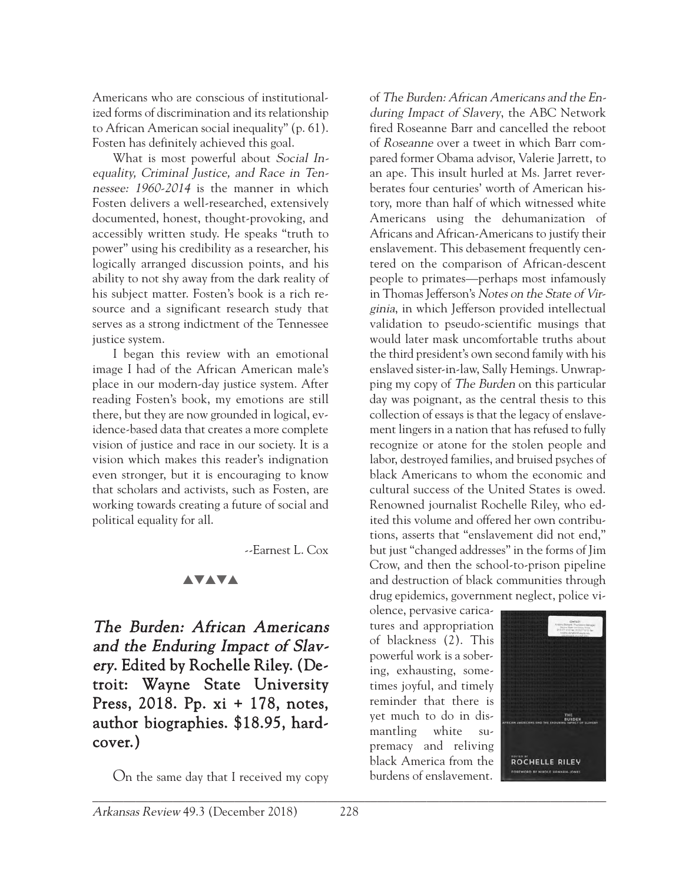Americans who are conscious of institutionalized forms of discrimination and its relationship to African American social inequality" (p. 61). Fosten has definitely achieved this goal.

What is most powerful about *Social Inequality, Criminal Justice, and Race in Tennessee: 1960-2014* is the manner in which Fosten delivers a well-researched, extensively documented, honest, thought-provoking, and accessibly written study. He speaks "truth to power" using his credibility as a researcher, his logically arranged discussion points, and his ability to not shy away from the dark reality of his subject matter. Fosten's book is a rich resource and a significant research study that serves as a strong indictment of the Tennessee justice system.

I began this review with an emotional image I had of the African American male's place in our modern-day justice system. After reading Fosten's book, my emotions are still there, but they are now grounded in logical, evidence-based data that creates a more complete vision of justice and race in our society. It is a vision which makes this reader's indignation even stronger, but it is encouraging to know that scholars and activists, such as Fosten, are working towards creating a future of social and political equality for all.

--Earnest L. Cox

▲▼▲▼▲

## *The Burden: African Americans and the Enduring Impact of Slavery*. Edited by Rochelle Riley. (Detroit: Wayne State University Press, 2018. Pp. xi + 178, notes, author biographies. $18.95, hardcover.)

On the same day that I received my copy of *The Burden: African Americans and the Enduring Impact of Slavery*, the ABC Network fired Roseanne Barr and cancelled the reboot of *Roseanne* over a tweet in which Barr compared former Obama advisor, Valerie Jarrett, to an ape. This insult hurled at Ms. Jarret reverberates four centuries' worth of American history, more than half of which witnessed white Americans using the dehumanization of Africans and African-Americans to justify their enslavement. This debasement frequently centered on the comparison of African-descent people to primates—perhaps most infamously in Thomas Jefferson's *Notes on the State of Virginia*, in which Jefferson provided intellectual validation to pseudo-scientific musings that would later mask uncomfortable truths about the third president's own second family with his enslaved sister-in-law, Sally Hemings. Unwrapping my copy of *The Burden* on this particular day was poignant, as the central thesis to this collection of essays is that the legacy of enslavement lingers in a nation that has refused to fully recognize or atone for the stolen people and labor, destroyed families, and bruised psyches of black Americans to whom the economic and cultural success of the United States is owed. Renowned journalist Rochelle Riley, who edited this volume and offered her own contributions, asserts that "enslavement did not end," but just "changed addresses" in the forms of Jim Crow, and then the school-to-prison pipeline and destruction of black communities through drug epidemics, government neglect, police violence, pervasive caricatures and appropriation of blackness (2). This powerful work is a sobering, exhausting, sometimes joyful, and timely reminder that there is yet much to do in dismantling white supremacy and reliving black America from the burdens of enslavement.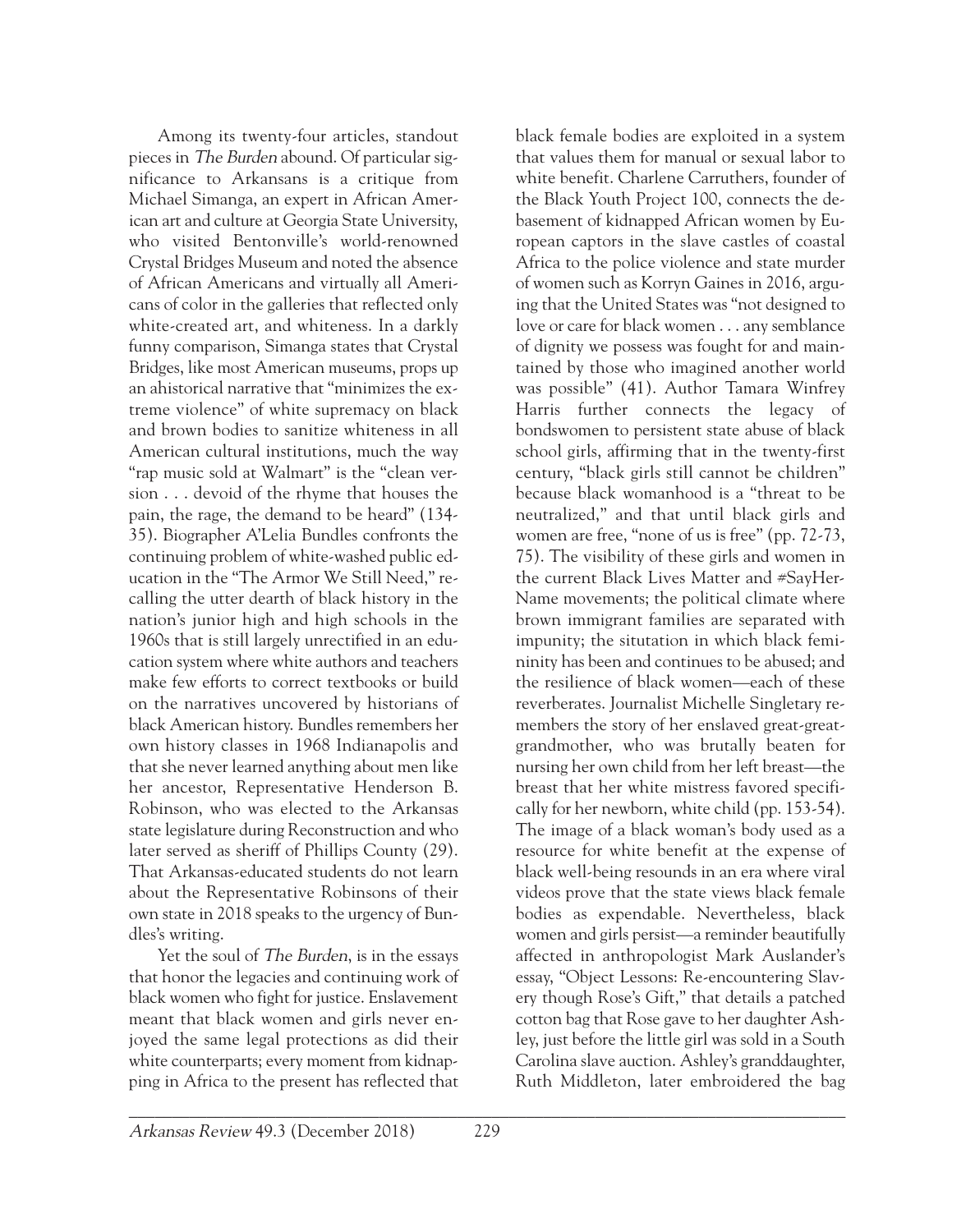Among its twenty-four articles, standout pieces in *The Burden* abound. Of particular significance to Arkansans is a critique from Michael Simanga, an expert in African American art and culture at Georgia State University, who visited Bentonville's world-renowned Crystal Bridges Museum and noted the absence of African Americans and virtually all Americans of color in the galleries that reflected only white-created art, and whiteness. In a darkly funny comparison, Simanga states that Crystal Bridges, like most American museums, props up an ahistorical narrative that "minimizes the extreme violence" of white supremacy on black and brown bodies to sanitize whiteness in all American cultural institutions, much the way "rap music sold at Walmart" is the "clean version . . . devoid of the rhyme that houses the pain, the rage, the demand to be heard" (134-35). Biographer A'Lelia Bundles confronts the continuing problem of white-washed public education in the "The Armor We Still Need," recalling the utter dearth of black history in the nation's junior high and high schools in the 1960s that is still largely unrectified in an education system where white authors and teachers make few efforts to correct textbooks or build on the narratives uncovered by historians of black American history. Bundles remembers her own history classes in 1968 Indianapolis and that she never learned anything about men like her ancestor, Representative Henderson B. Robinson, who was elected to the Arkansas state legislature during Reconstruction and who later served as sheriff of Phillips County (29). That Arkansas-educated students do not learn about the Representative Robinsons of their own state in 2018 speaks to the urgency of Bundles's writing.

Yet the soul of *The Burden*, is in the essays that honor the legacies and continuing work of black women who fight for justice. Enslavement meant that black women and girls never enjoyed the same legal protections as did their white counterparts; every moment from kidnapping in Africa to the present has reflected that black female bodies are exploited in a system that values them for manual or sexual labor to white benefit. Charlene Carruthers, founder of the Black Youth Project 100, connects the debasement of kidnapped African women by European captors in the slave castles of coastal Africa to the police violence and state murder of women such as Korryn Gaines in 2016, arguing that the United States was "not designed to love or care for black women . . . any semblance of dignity we possess was fought for and maintained by those who imagined another world was possible" (41). Author Tamara Winfrey Harris further connects the legacy of bondswomen to persistent state abuse of black school girls, affirming that in the twenty-first century, "black girls still cannot be children" because black womanhood is a "threat to be neutralized," and that until black girls and women are free, "none of us is free" (pp. 72-73, 75). The visibility of these girls and women in the current Black Lives Matter and #SayHerName movements; the political climate where brown immigrant families are separated with impunity; the situtation in which black femininity has been and continues to be abused; and the resilience of black women—each of these reverberates. Journalist Michelle Singletary remembers the story of her enslaved great-great-grandmother, who was brutally beaten for nursing her own child from her left breast—the breast that her white mistress favored specifically for her newborn, white child (pp. 153-54). The image of a black woman's body used as a resource for white benefit at the expense of black well-being resounds in an era where viral videos prove that the state views black female bodies as expendable. Nevertheless, black women and girls persist—a reminder beautifully affected in anthropologist Mark Auslander's essay, "Object Lessons: Re-encountering Slavery though Rose's Gift," that details a patched cotton bag that Rose gave to her daughter Ashley, just before the little girl was sold in a South Carolina slave auction. Ashley's granddaughter, Ruth Middleton, later embroidered the bag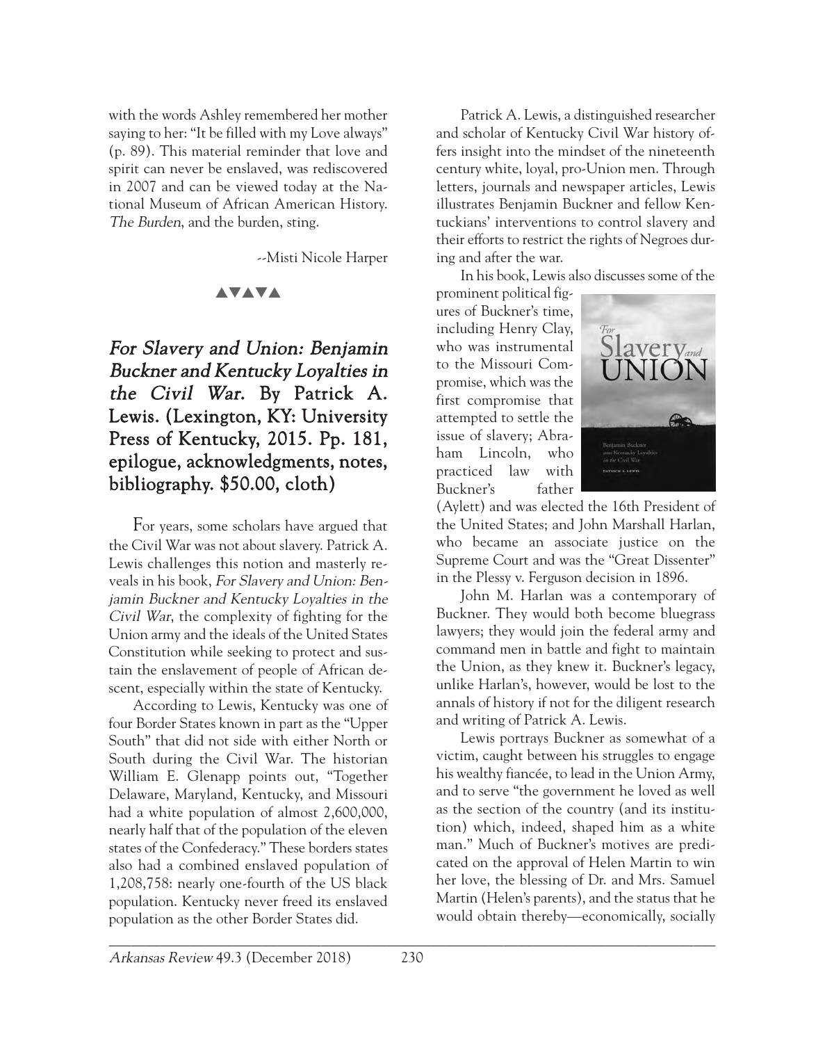with the words Ashley remembered her mother saying to her: "It be filled with my Love always" (p. 89). This material reminder that love and spirit can never be enslaved, was rediscovered in 2007 and can be viewed today at the National Museum of African American History. *The Burden*, and the burden, sting.

--Misti Nicole Harper

▲▼▲▼▲

## *For Slavery and Union: Benjamin Buckner and Kentucky Loyalties in the Civil War*. By Patrick A. Lewis. (Lexington, KY: University Press of Kentucky, 2015. Pp. 181, epilogue, acknowledgments, notes, bibliography. $50.00, cloth)

For years, some scholars have argued that the Civil War was not about slavery. Patrick A. Lewis challenges this notion and masterly reveals in his book, *For Slavery and Union: Benjamin Buckner and Kentucky Loyalties in the Civil War*, the complexity of fighting for the Union army and the ideals of the United States Constitution while seeking to protect and sustain the enslavement of people of African descent, especially within the state of Kentucky.

According to Lewis, Kentucky was one of four Border States known in part as the "Upper South" that did not side with either North or South during the Civil War. The historian William E. Glenapp points out, "Together Delaware, Maryland, Kentucky, and Missouri had a white population of almost 2,600,000, nearly half that of the population of the eleven states of the Confederacy." These borders states also had a combined enslaved population of 1,208,758: nearly one-fourth of the US black population. Kentucky never freed its enslaved population as the other Border States did.

Patrick A. Lewis, a distinguished researcher and scholar of Kentucky Civil War history offers insight into the mindset of the nineteenth century white, loyal, pro-Union men. Through letters, journals and newspaper articles, Lewis illustrates Benjamin Buckner and fellow Kentuckians' interventions to control slavery and their efforts to restrict the rights of Negroes during and after the war.

In his book, Lewis also discusses some of the prominent political figures of Buckner's time, including Henry Clay, who was instrumental to the Missouri Compromise, which was the first compromise that attempted to settle the issue of slavery; Abraham Lincoln, who practiced law with Buckner's father (Aylett) and was elected the 16th President of the United States; and John Marshall Harlan, who became an associate justice on the Supreme Court and was the "Great Dissenter" in the Plessy v. Ferguson decision in 1896.

John M. Harlan was a contemporary of Buckner. They would both become bluegrass lawyers; they would join the federal army and command men in battle and fight to maintain the Union, as they knew it. Buckner's legacy, unlike Harlan's, however, would be lost to the annals of history if not for the diligent research and writing of Patrick A. Lewis.

Lewis portrays Buckner as somewhat of a victim, caught between his struggles to engage his wealthy fiancée, to lead in the Union Army, and to serve "the government he loved as well as the section of the country (and its institution) which, indeed, shaped him as a white man." Much of Buckner's motives are predicated on the approval of Helen Martin to win her love, the blessing of Dr. and Mrs. Samuel Martin (Helen's parents), and the status that he would obtain thereby—economically, socially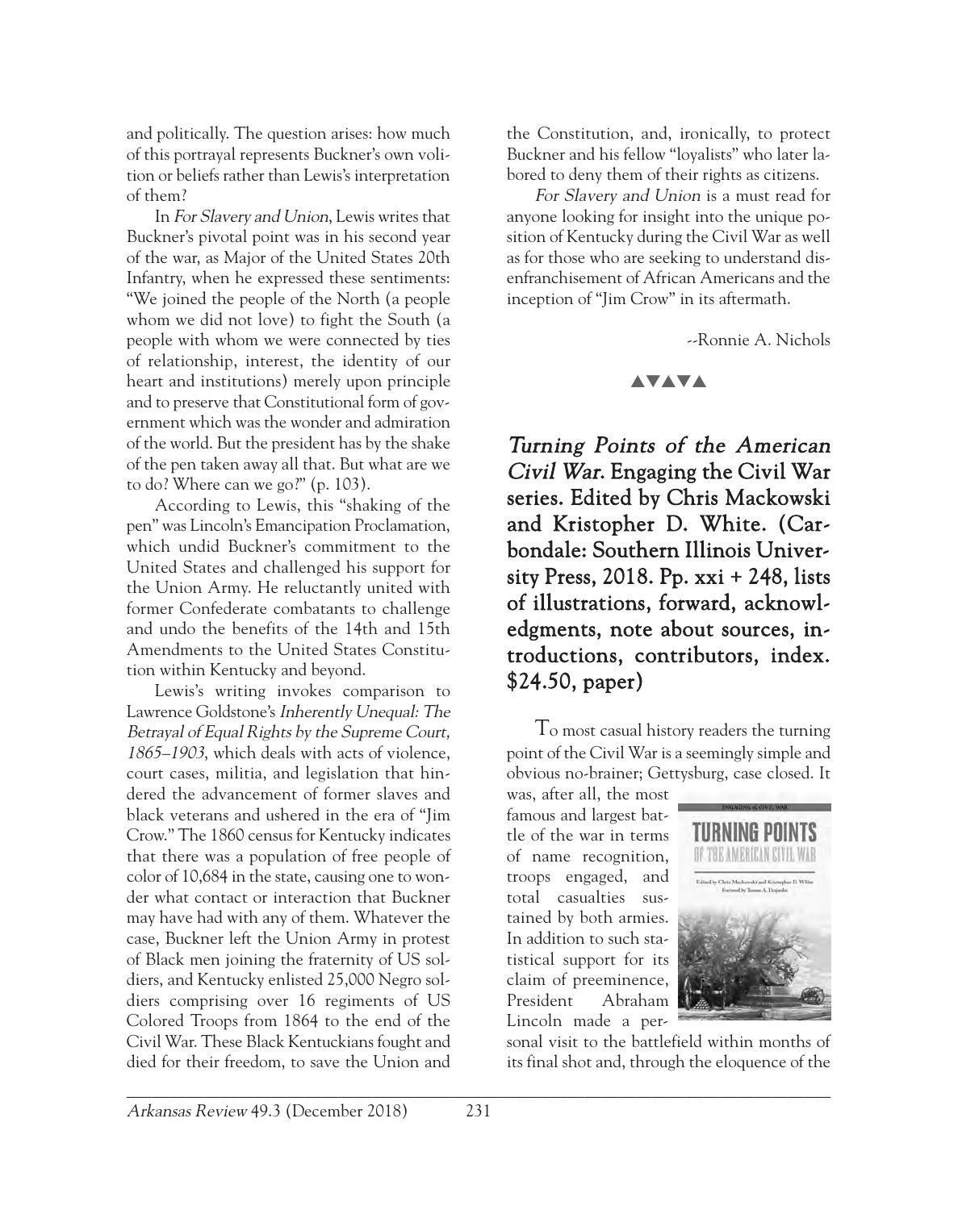and politically. The question arises: how much of this portrayal represents Buckner's own volition or beliefs rather than Lewis's interpretation of them?

In *For Slavery and Union*, Lewis writes that Buckner's pivotal point was in his second year of the war, as Major of the United States 20th Infantry, when he expressed these sentiments: "We joined the people of the North (a people whom we did not love) to fight the South (a people with whom we were connected by ties of relationship, interest, the identity of our heart and institutions) merely upon principle and to preserve that Constitutional form of government which was the wonder and admiration of the world. But the president has by the shake of the pen taken away all that. But what are we to do? Where can we go?" (p. 103).

According to Lewis, this "shaking of the pen" was Lincoln's Emancipation Proclamation, which undid Buckner's commitment to the United States and challenged his support for the Union Army. He reluctantly united with former Confederate combatants to challenge and undo the benefits of the 14th and 15th Amendments to the United States Constitution within Kentucky and beyond.

Lewis's writing invokes comparison to Lawrence Goldstone's *Inherently Unequal: The Betrayal of Equal Rights by the Supreme Court, 1865–1903*, which deals with acts of violence, court cases, militia, and legislation that hindered the advancement of former slaves and black veterans and ushered in the era of "Jim Crow." The 1860 census for Kentucky indicates that there was a population of free people of color of 10,684 in the state, causing one to wonder what contact or interaction that Buckner may have had with any of them. Whatever the case, Buckner left the Union Army in protest of Black men joining the fraternity of US soldiers, and Kentucky enlisted 25,000 Negro soldiers comprising over 16 regiments of US Colored Troops from 1864 to the end of the Civil War. These Black Kentuckians fought and died for their freedom, to save the Union and the Constitution, and, ironically, to protect Buckner and his fellow "loyalists" who later labored to deny them of their rights as citizens.

*For Slavery and Union* is a must read for anyone looking for insight into the unique position of Kentucky during the Civil War as well as for those who are seeking to understand disenfranchisement of African Americans and the inception of "Jim Crow" in its aftermath.

--Ronnie A. Nichols

▲▼▲▼▲

## *Turning Points of the American Civil War*. Engaging the Civil War series. Edited by Chris Mackowski and Kristopher D. White. (Carbondale: Southern Illinois University Press, 2018. Pp. xxi + 248, lists of illustrations, forward, acknowledgments, note about sources, introductions, contributors, index. $24.50, paper)

To most casual history readers the turning point of the Civil War is a seemingly simple and obvious no-brainer; Gettysburg, case closed. It was, after all, the most famous and largest battle of the war in terms of name recognition, troops engaged, and total casualties sustained by both armies. In addition to such statistical support for its claim of preeminence, President Abraham Lincoln made a personal visit to the battlefield within months of its final shot and, through the eloquence of the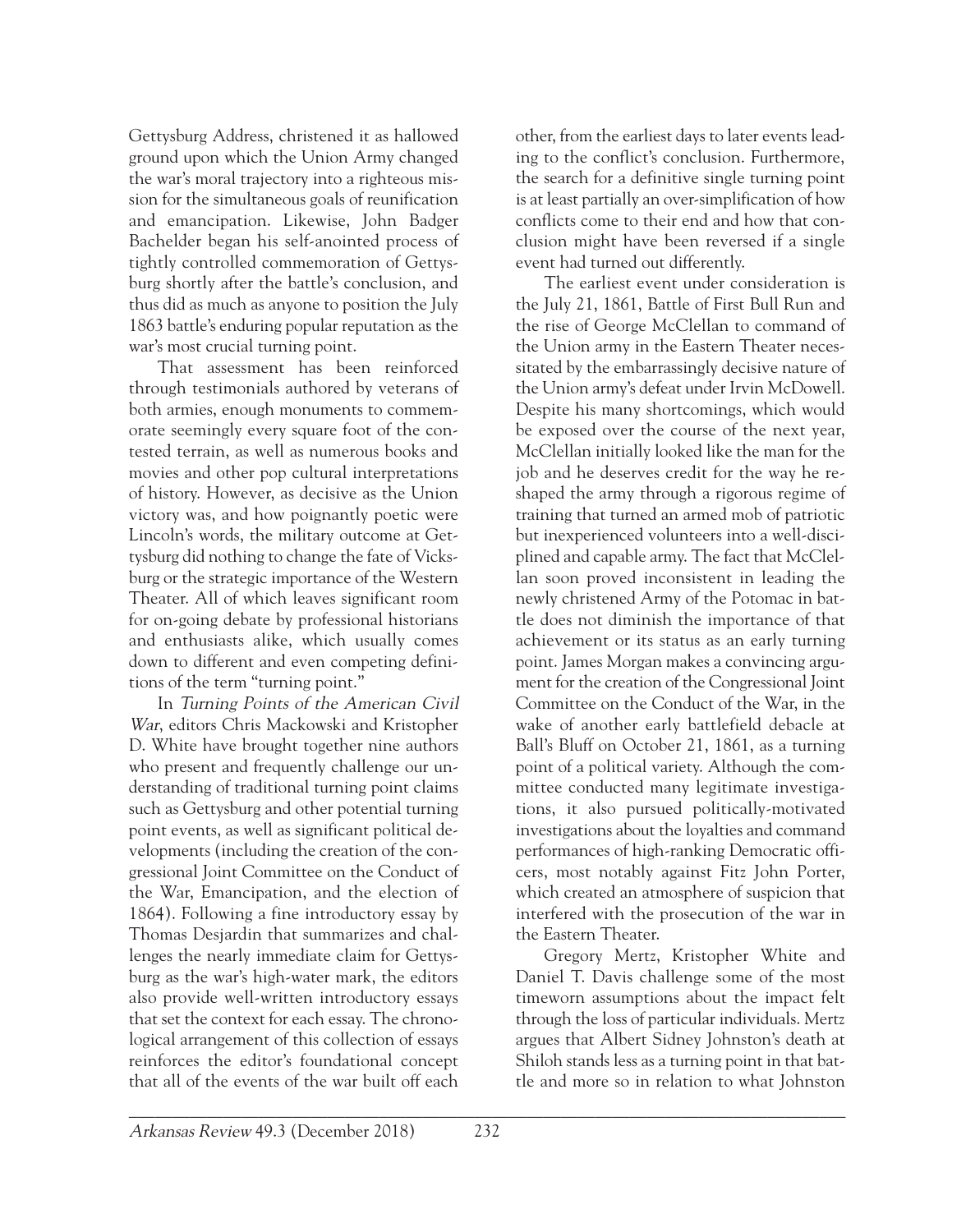Gettysburg Address, christened it as hallowed ground upon which the Union Army changed the war's moral trajectory into a righteous mission for the simultaneous goals of reunification and emancipation. Likewise, John Badger Bachelder began his self-anointed process of tightly controlled commemoration of Gettysburg shortly after the battle's conclusion, and thus did as much as anyone to position the July 1863 battle's enduring popular reputation as the war's most crucial turning point.

That assessment has been reinforced through testimonials authored by veterans of both armies, enough monuments to commemorate seemingly every square foot of the contested terrain, as well as numerous books and movies and other pop cultural interpretations of history. However, as decisive as the Union victory was, and how poignantly poetic were Lincoln's words, the military outcome at Gettysburg did nothing to change the fate of Vicksburg or the strategic importance of the Western Theater. All of which leaves significant room for on-going debate by professional historians and enthusiasts alike, which usually comes down to different and even competing definitions of the term "turning point."

In *Turning Points of the American Civil War*, editors Chris Mackowski and Kristopher D. White have brought together nine authors who present and frequently challenge our understanding of traditional turning point claims such as Gettysburg and other potential turning point events, as well as significant political developments (including the creation of the congressional Joint Committee on the Conduct of the War, Emancipation, and the election of 1864). Following a fine introductory essay by Thomas Desjardin that summarizes and challenges the nearly immediate claim for Gettysburg as the war's high-water mark, the editors also provide well-written introductory essays that set the context for each essay. The chronological arrangement of this collection of essays reinforces the editor's foundational concept that all of the events of the war built off each other, from the earliest days to later events leading to the conflict's conclusion. Furthermore, the search for a definitive single turning point is at least partially an over-simplification of how conflicts come to their end and how that conclusion might have been reversed if a single event had turned out differently.

The earliest event under consideration is the July 21, 1861, Battle of First Bull Run and the rise of George McClellan to command of the Union army in the Eastern Theater necessitated by the embarrassingly decisive nature of the Union army's defeat under Irvin McDowell. Despite his many shortcomings, which would be exposed over the course of the next year, McClellan initially looked like the man for the job and he deserves credit for the way he reshaped the army through a rigorous regime of training that turned an armed mob of patriotic but inexperienced volunteers into a well-disciplined and capable army. The fact that McClellan soon proved inconsistent in leading the newly christened Army of the Potomac in battle does not diminish the importance of that achievement or its status as an early turning point. James Morgan makes a convincing argument for the creation of the Congressional Joint Committee on the Conduct of the War, in the wake of another early battlefield debacle at Ball's Bluff on October 21, 1861, as a turning point of a political variety. Although the committee conducted many legitimate investigations, it also pursued politically-motivated investigations about the loyalties and command performances of high-ranking Democratic officers, most notably against Fitz John Porter, which created an atmosphere of suspicion that interfered with the prosecution of the war in the Eastern Theater.

Gregory Mertz, Kristopher White and Daniel T. Davis challenge some of the most timeworn assumptions about the impact felt through the loss of particular individuals. Mertz argues that Albert Sidney Johnston's death at Shiloh stands less as a turning point in that battle and more so in relation to what Johnston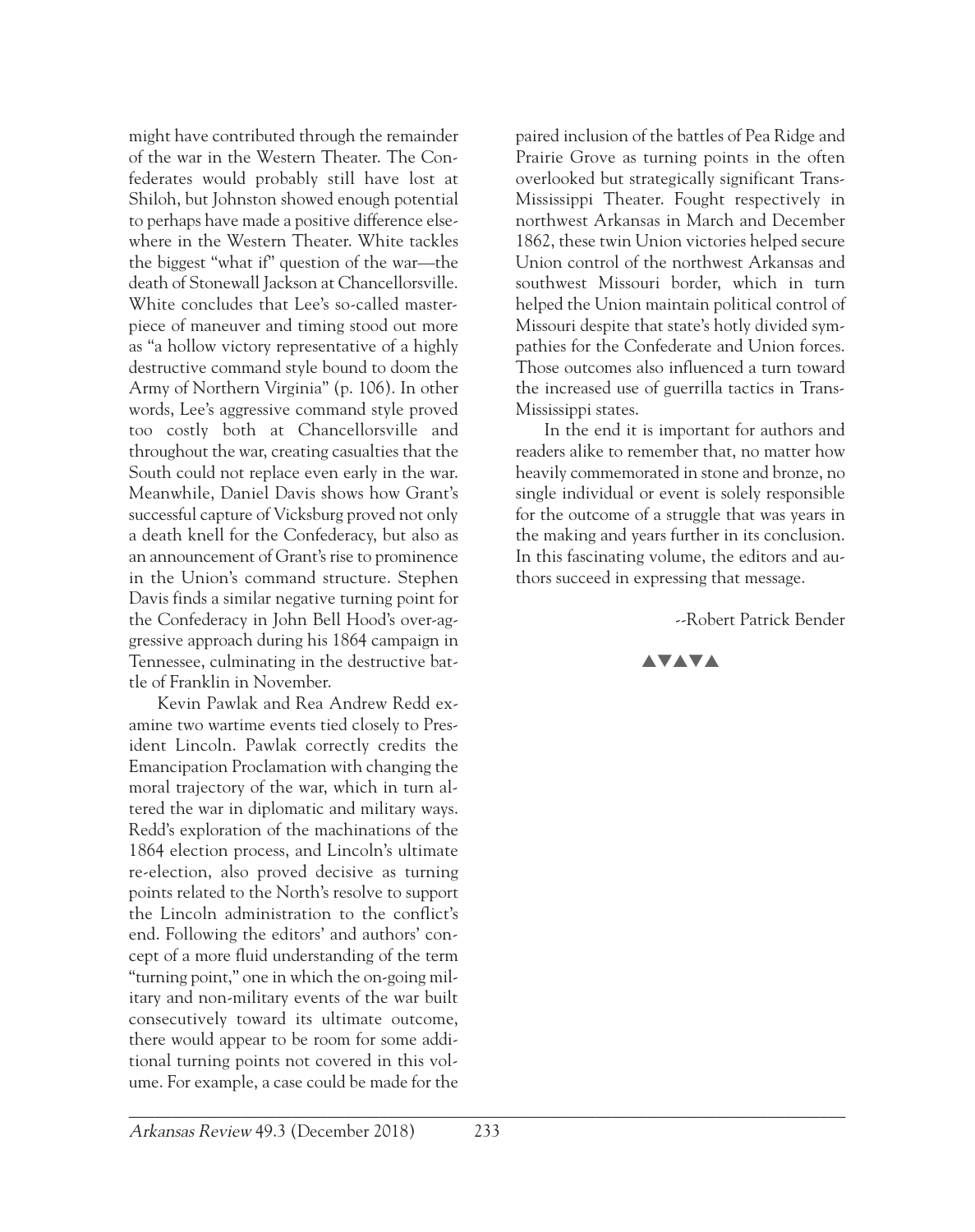might have contributed through the remainder of the war in the Western Theater. The Confederates would probably still have lost at Shiloh, but Johnston showed enough potential to perhaps have made a positive difference elsewhere in the Western Theater. White tackles the biggest "what if" question of the war—the death of Stonewall Jackson at Chancellorsville. White concludes that Lee's so-called masterpiece of maneuver and timing stood out more as "a hollow victory representative of a highly destructive command style bound to doom the Army of Northern Virginia" (p. 106). In other words, Lee's aggressive command style proved too costly both at Chancellorsville and throughout the war, creating casualties that the South could not replace even early in the war. Meanwhile, Daniel Davis shows how Grant's successful capture of Vicksburg proved not only a death knell for the Confederacy, but also as an announcement of Grant's rise to prominence in the Union's command structure. Stephen Davis finds a similar negative turning point for the Confederacy in John Bell Hood's over-aggressive approach during his 1864 campaign in Tennessee, culminating in the destructive battle of Franklin in November.

Kevin Pawlak and Rea Andrew Redd examine two wartime events tied closely to President Lincoln. Pawlak correctly credits the Emancipation Proclamation with changing the moral trajectory of the war, which in turn altered the war in diplomatic and military ways. Redd's exploration of the machinations of the 1864 election process, and Lincoln's ultimate re-election, also proved decisive as turning points related to the North's resolve to support the Lincoln administration to the conflict's end. Following the editors' and authors' concept of a more fluid understanding of the term "turning point," one in which the on-going military and non-military events of the war built consecutively toward its ultimate outcome, there would appear to be room for some additional turning points not covered in this volume. For example, a case could be made for the paired inclusion of the battles of Pea Ridge and Prairie Grove as turning points in the often overlooked but strategically significant Trans-Mississippi Theater. Fought respectively in northwest Arkansas in March and December 1862, these twin Union victories helped secure Union control of the northwest Arkansas and southwest Missouri border, which in turn helped the Union maintain political control of Missouri despite that state's hotly divided sympathies for the Confederate and Union forces. Those outcomes also influenced a turn toward the increased use of guerrilla tactics in Trans-Mississippi states.

In the end it is important for authors and readers alike to remember that, no matter how heavily commemorated in stone and bronze, no single individual or event is solely responsible for the outcome of a struggle that was years in the making and years further in its conclusion. In this fascinating volume, the editors and authors succeed in expressing that message.

--Robert Patrick Bender

▲▼▲▼▲